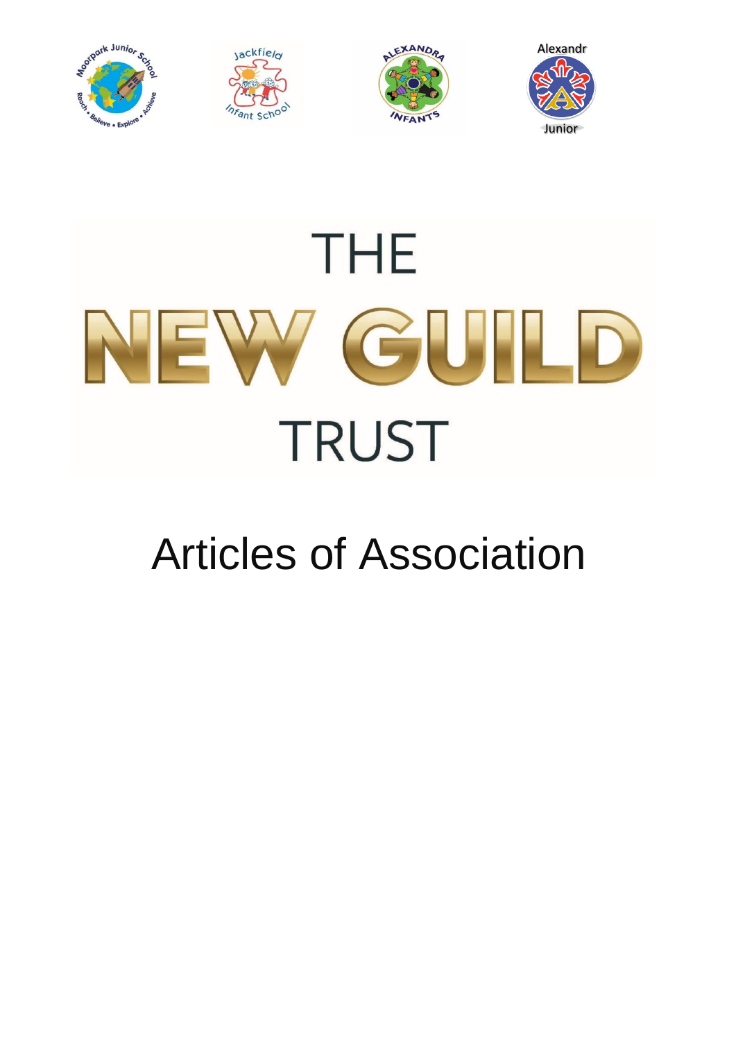# THE NEW GUILD TRUST

# Articles of Association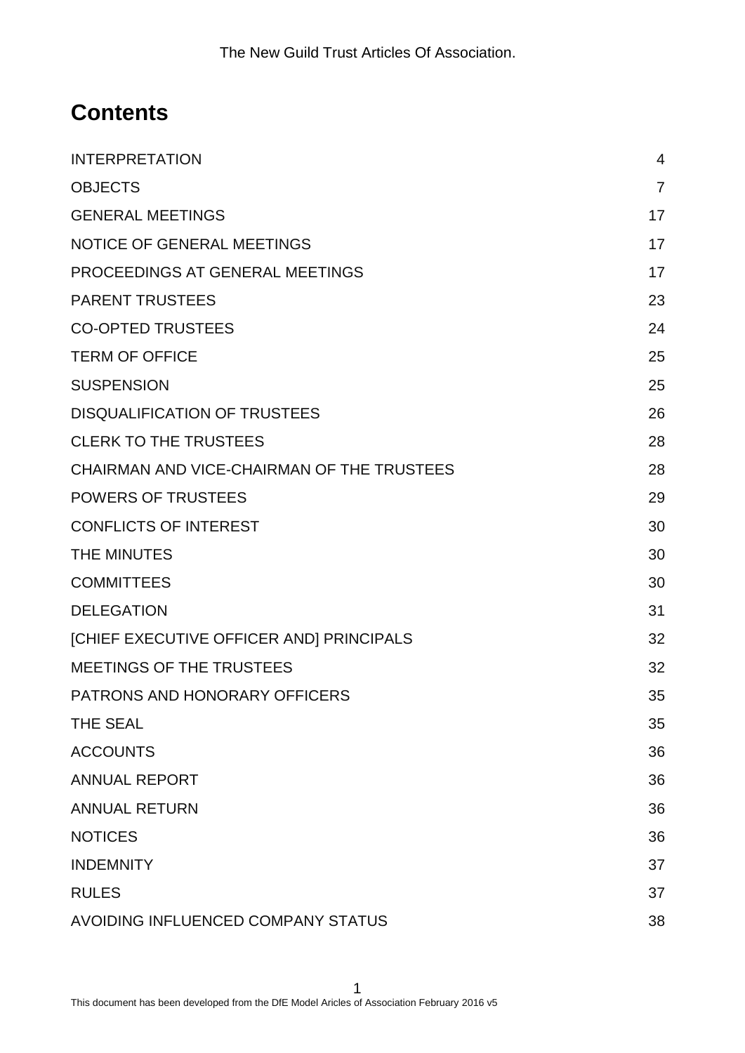# Contents

| | |
|---|---|
| INTERPRETATION | 4 |
| OBJECTS | 7 |
| GENERAL MEETINGS | 17 |
| NOTICE OF GENERAL MEETINGS | 17 |
| PROCEEDINGS AT GENERAL MEETINGS | 17 |
| PARENT TRUSTEES | 23 |
| CO-OPTED TRUSTEES | 24 |
| TERM OF OFFICE | 25 |
| SUSPENSION | 25 |
| DISQUALIFICATION OF TRUSTEES | 26 |
| CLERK TO THE TRUSTEES | 28 |
| CHAIRMAN AND VICE-CHAIRMAN OF THE TRUSTEES | 28 |
| POWERS OF TRUSTEES | 29 |
| CONFLICTS OF INTEREST | 30 |
| THE MINUTES | 30 |
| COMMITTEES | 30 |
| DELEGATION | 31 |
| [CHIEF EXECUTIVE OFFICER AND] PRINCIPALS | 32 |
| MEETINGS OF THE TRUSTEES | 32 |
| PATRONS AND HONORARY OFFICERS | 35 |
| THE SEAL | 35 |
| ACCOUNTS | 36 |
| ANNUAL REPORT | 36 |
| ANNUAL RETURN | 36 |
| NOTICES | 36 |
| INDEMNITY | 37 |
| RULES | 37 |
| AVOIDING INFLUENCED COMPANY STATUS | 38 |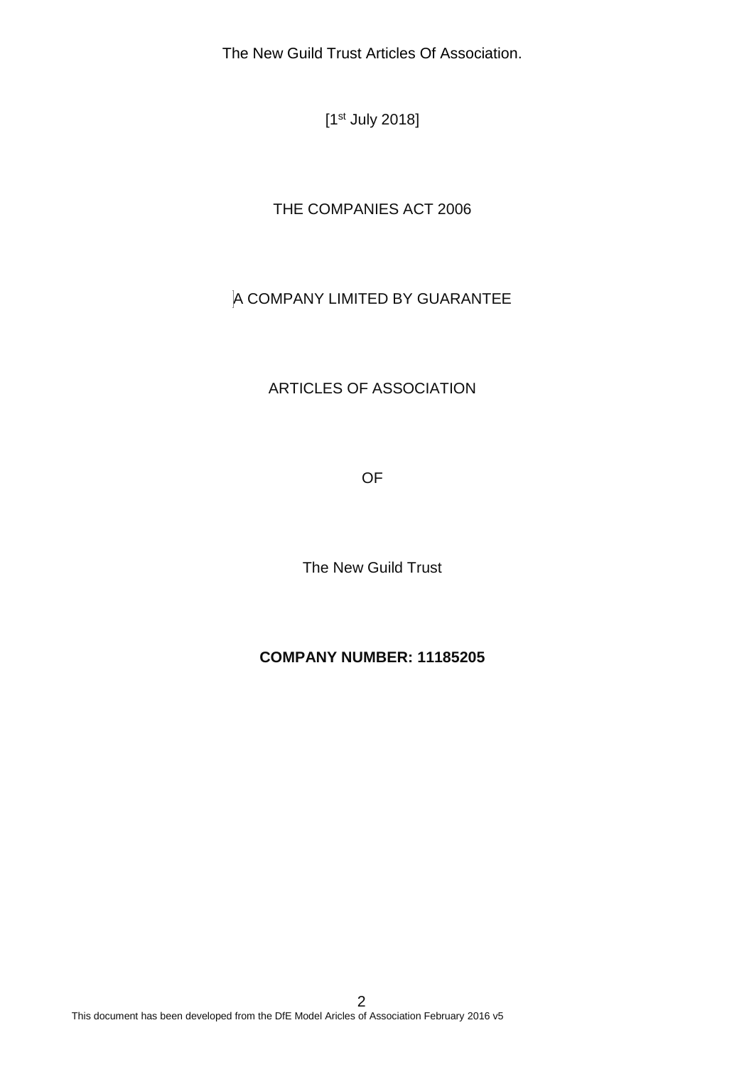The New Guild Trust Articles Of Association.

[1st July 2018]

THE COMPANIES ACT 2006

A COMPANY LIMITED BY GUARANTEE

ARTICLES OF ASSOCIATION

OF

The New Guild Trust

**COMPANY NUMBER: 11185205**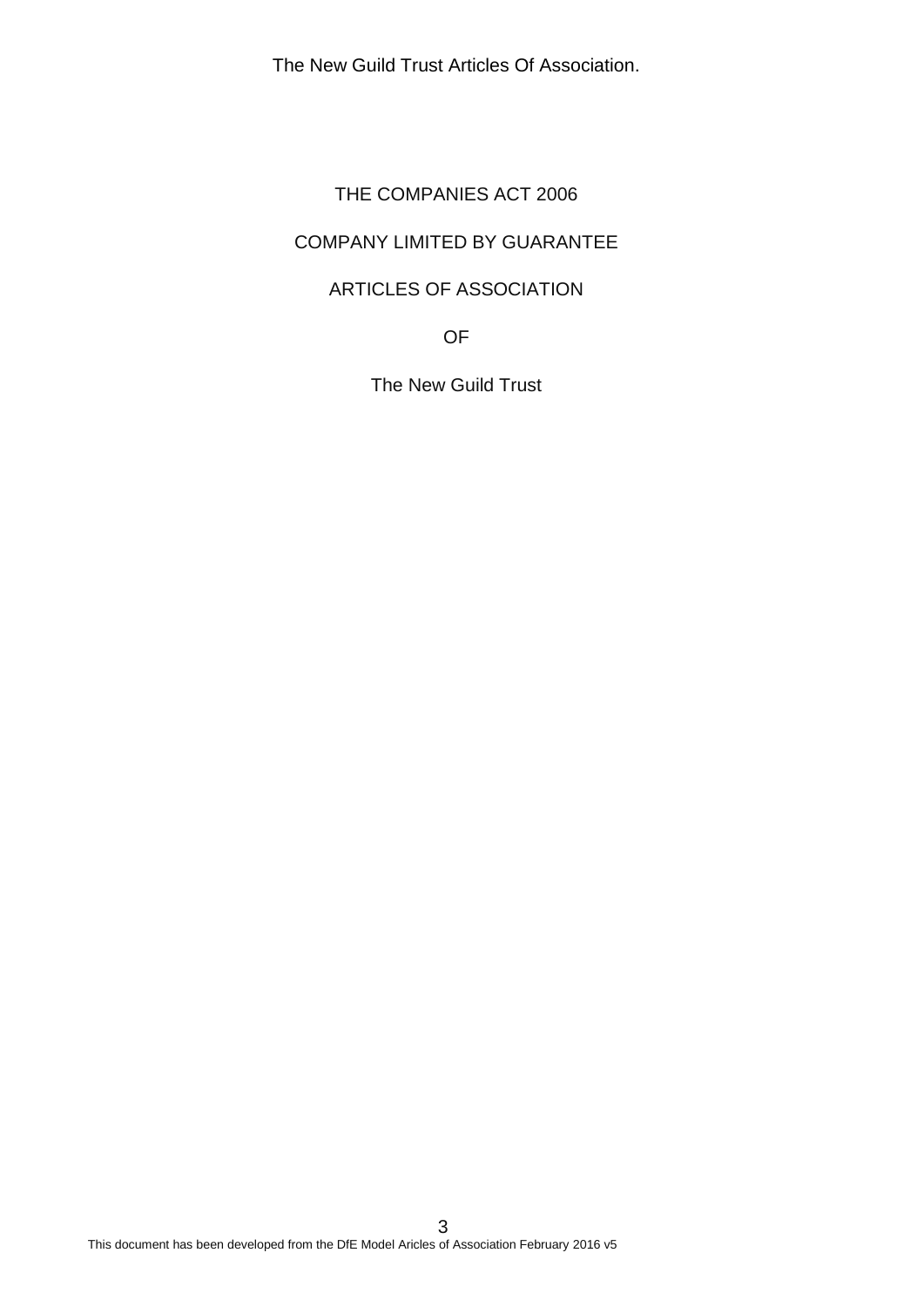THE COMPANIES ACT 2006

COMPANY LIMITED BY GUARANTEE

ARTICLES OF ASSOCIATION

OF

The New Guild Trust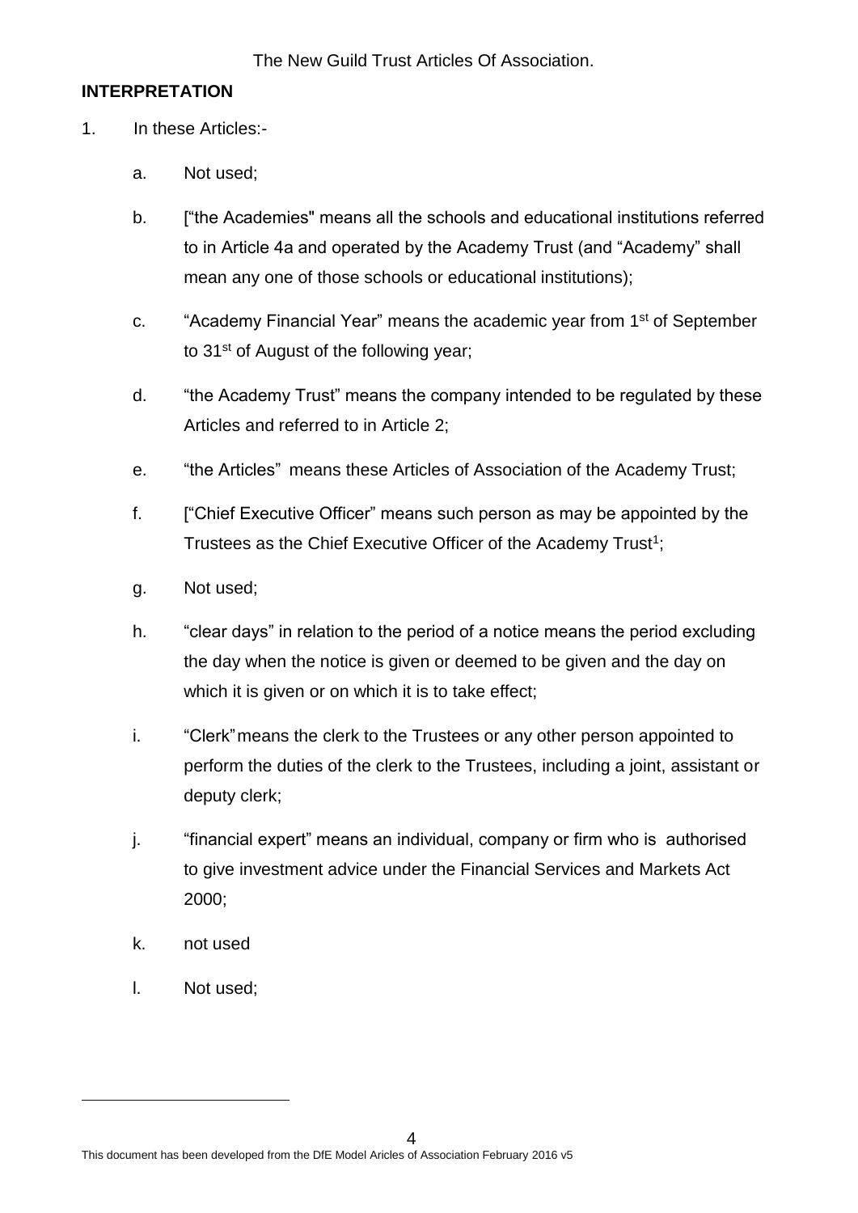## INTERPRETATION

1. In these Articles:-

   a. Not used;

   b. ["the Academies" means all the schools and educational institutions referred to in Article 4a and operated by the Academy Trust (and "Academy" shall mean any one of those schools or educational institutions);

   c. "Academy Financial Year" means the academic year from 1st of September to 31st of August of the following year;

   d. "the Academy Trust" means the company intended to be regulated by these Articles and referred to in Article 2;

   e. "the Articles" means these Articles of Association of the Academy Trust;

   f. ["Chief Executive Officer" means such person as may be appointed by the Trustees as the Chief Executive Officer of the Academy Trust[1];

   g. Not used;

   h. "clear days" in relation to the period of a notice means the period excluding the day when the notice is given or deemed to be given and the day on which it is given or on which it is to take effect;

   i. "Clerk" means the clerk to the Trustees or any other person appointed to perform the duties of the clerk to the Trustees, including a joint, assistant or deputy clerk;

   j. "financial expert" means an individual, company or firm who is authorised to give investment advice under the Financial Services and Markets Act 2000;

   k. not used

   l. Not used;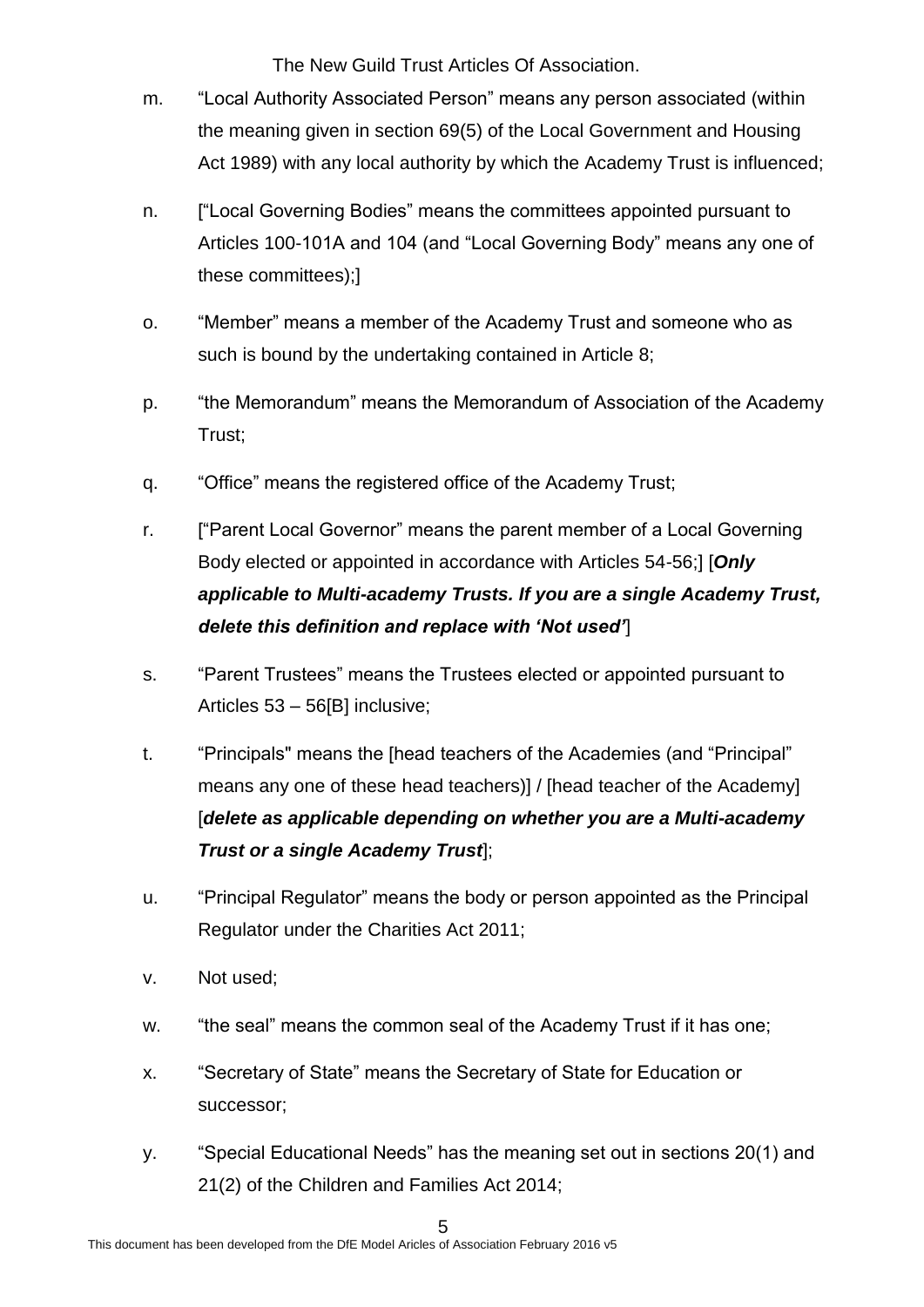m. "Local Authority Associated Person" means any person associated (within the meaning given in section 69(5) of the Local Government and Housing Act 1989) with any local authority by which the Academy Trust is influenced;

n. ["Local Governing Bodies" means the committees appointed pursuant to Articles 100-101A and 104 (and "Local Governing Body" means any one of these committees);]

o. "Member" means a member of the Academy Trust and someone who as such is bound by the undertaking contained in Article 8;

p. "the Memorandum" means the Memorandum of Association of the Academy Trust;

q. "Office" means the registered office of the Academy Trust;

r. ["Parent Local Governor" means the parent member of a Local Governing Body elected or appointed in accordance with Articles 54-56;] [***Only applicable to Multi-academy Trusts. If you are a single Academy Trust, delete this definition and replace with 'Not used'***]

s. "Parent Trustees" means the Trustees elected or appointed pursuant to Articles 53 – 56[B] inclusive;

t. "Principals" means the [head teachers of the Academies (and "Principal" means any one of these head teachers)] / [head teacher of the Academy] [***delete as applicable depending on whether you are a Multi-academy Trust or a single Academy Trust***];

u. "Principal Regulator" means the body or person appointed as the Principal Regulator under the Charities Act 2011;

v. Not used;

w. "the seal" means the common seal of the Academy Trust if it has one;

x. "Secretary of State" means the Secretary of State for Education or successor;

y. "Special Educational Needs" has the meaning set out in sections 20(1) and 21(2) of the Children and Families Act 2014;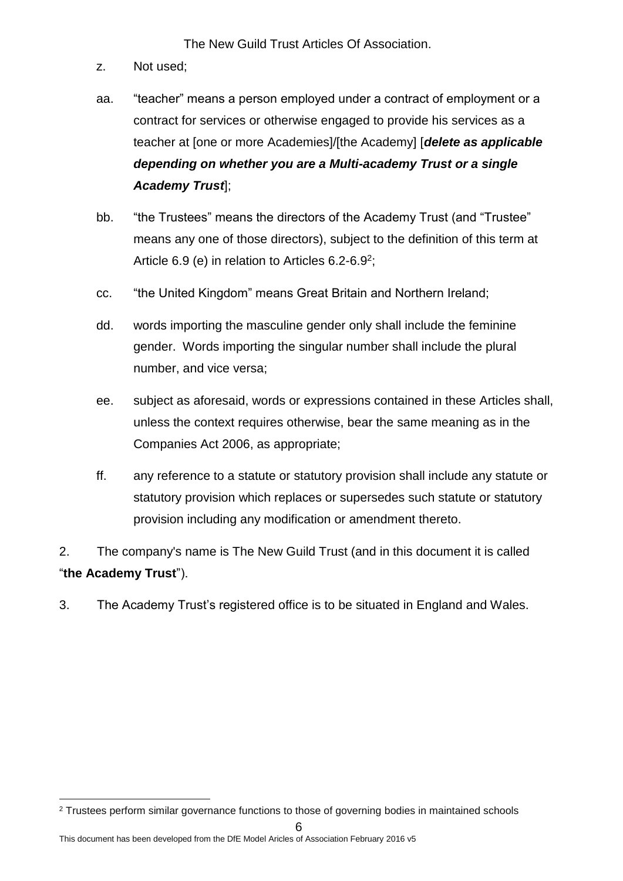z. Not used;

aa. "teacher" means a person employed under a contract of employment or a contract for services or otherwise engaged to provide his services as a teacher at [one or more Academies]/[the Academy] [***delete as applicable depending on whether you are a Multi-academy Trust or a single Academy Trust***];

bb. "the Trustees" means the directors of the Academy Trust (and "Trustee" means any one of those directors), subject to the definition of this term at Article 6.9 (e) in relation to Articles 6.2-6.9[2];

cc. "the United Kingdom" means Great Britain and Northern Ireland;

dd. words importing the masculine gender only shall include the feminine gender. Words importing the singular number shall include the plural number, and vice versa;

ee. subject as aforesaid, words or expressions contained in these Articles shall, unless the context requires otherwise, bear the same meaning as in the Companies Act 2006, as appropriate;

ff. any reference to a statute or statutory provision shall include any statute or statutory provision which replaces or supersedes such statute or statutory provision including any modification or amendment thereto.

2. The company's name is The New Guild Trust (and in this document it is called "**the Academy Trust**").

3. The Academy Trust's registered office is to be situated in England and Wales.

---

[2] Trustees perform similar governance functions to those of governing bodies in maintained schools

This document has been developed from the DfE Model Aricles of Association February 2016 v5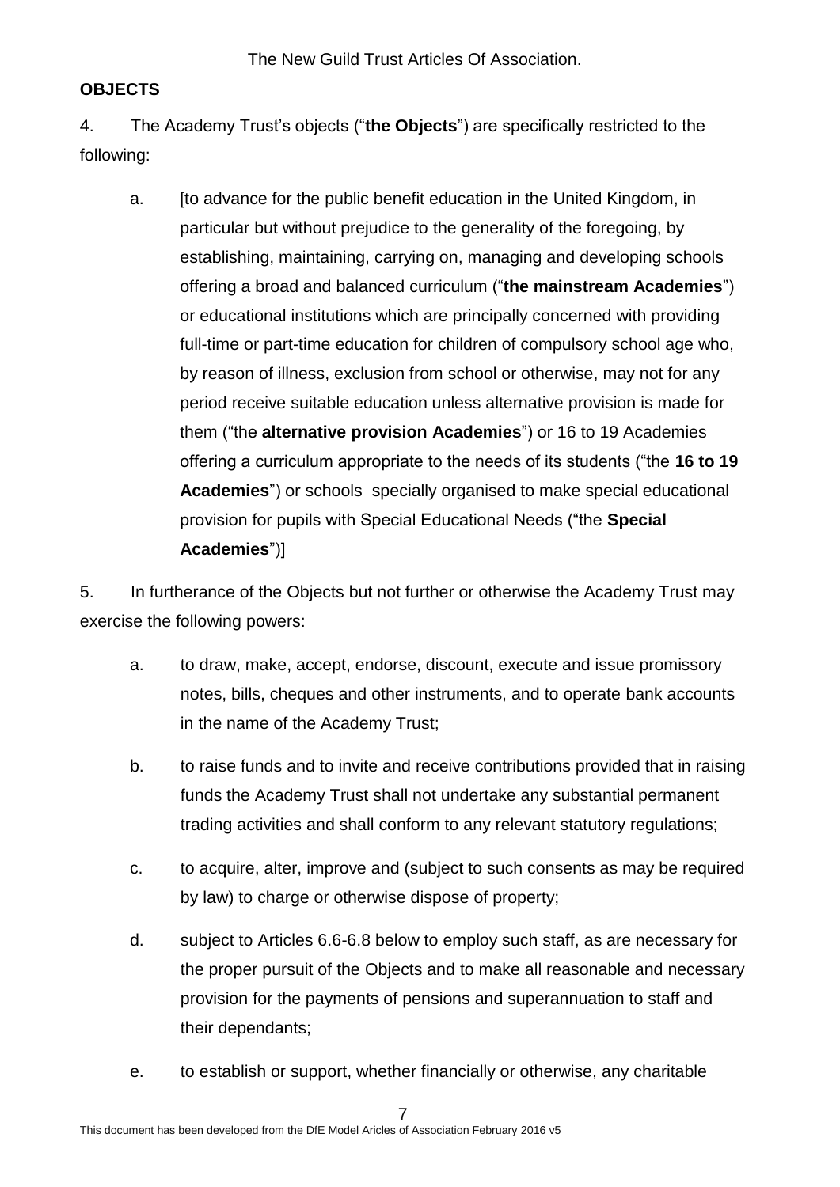## OBJECTS

4. The Academy Trust's objects ("**the Objects**") are specifically restricted to the following:

   a. [to advance for the public benefit education in the United Kingdom, in particular but without prejudice to the generality of the foregoing, by establishing, maintaining, carrying on, managing and developing schools offering a broad and balanced curriculum ("**the mainstream Academies**") or educational institutions which are principally concerned with providing full-time or part-time education for children of compulsory school age who, by reason of illness, exclusion from school or otherwise, may not for any period receive suitable education unless alternative provision is made for them ("the **alternative provision Academies**") or 16 to 19 Academies offering a curriculum appropriate to the needs of its students ("the **16 to 19 Academies**") or schools specially organised to make special educational provision for pupils with Special Educational Needs ("the **Special Academies**")]

5. In furtherance of the Objects but not further or otherwise the Academy Trust may exercise the following powers:

   a. to draw, make, accept, endorse, discount, execute and issue promissory notes, bills, cheques and other instruments, and to operate bank accounts in the name of the Academy Trust;

   b. to raise funds and to invite and receive contributions provided that in raising funds the Academy Trust shall not undertake any substantial permanent trading activities and shall conform to any relevant statutory regulations;

   c. to acquire, alter, improve and (subject to such consents as may be required by law) to charge or otherwise dispose of property;

   d. subject to Articles 6.6-6.8 below to employ such staff, as are necessary for the proper pursuit of the Objects and to make all reasonable and necessary provision for the payments of pensions and superannuation to staff and their dependants;

   e. to establish or support, whether financially or otherwise, any charitable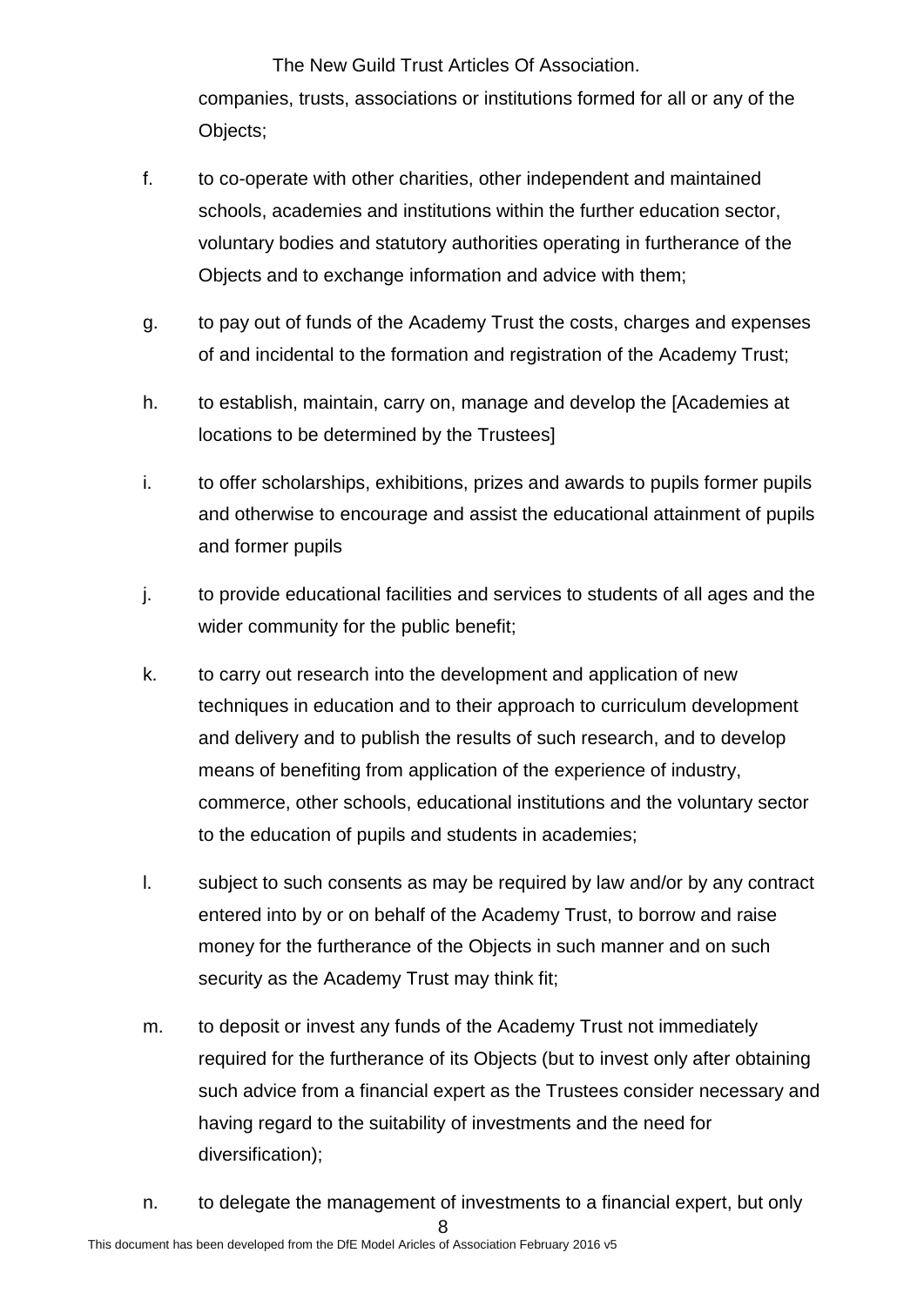companies, trusts, associations or institutions formed for all or any of the Objects;

f. to co-operate with other charities, other independent and maintained schools, academies and institutions within the further education sector, voluntary bodies and statutory authorities operating in furtherance of the Objects and to exchange information and advice with them;

g. to pay out of funds of the Academy Trust the costs, charges and expenses of and incidental to the formation and registration of the Academy Trust;

h. to establish, maintain, carry on, manage and develop the [Academies at locations to be determined by the Trustees]

i. to offer scholarships, exhibitions, prizes and awards to pupils former pupils and otherwise to encourage and assist the educational attainment of pupils and former pupils

j. to provide educational facilities and services to students of all ages and the wider community for the public benefit;

k. to carry out research into the development and application of new techniques in education and to their approach to curriculum development and delivery and to publish the results of such research, and to develop means of benefiting from application of the experience of industry, commerce, other schools, educational institutions and the voluntary sector to the education of pupils and students in academies;

l. subject to such consents as may be required by law and/or by any contract entered into by or on behalf of the Academy Trust, to borrow and raise money for the furtherance of the Objects in such manner and on such security as the Academy Trust may think fit;

m. to deposit or invest any funds of the Academy Trust not immediately required for the furtherance of its Objects (but to invest only after obtaining such advice from a financial expert as the Trustees consider necessary and having regard to the suitability of investments and the need for diversification);

n. to delegate the management of investments to a financial expert, but only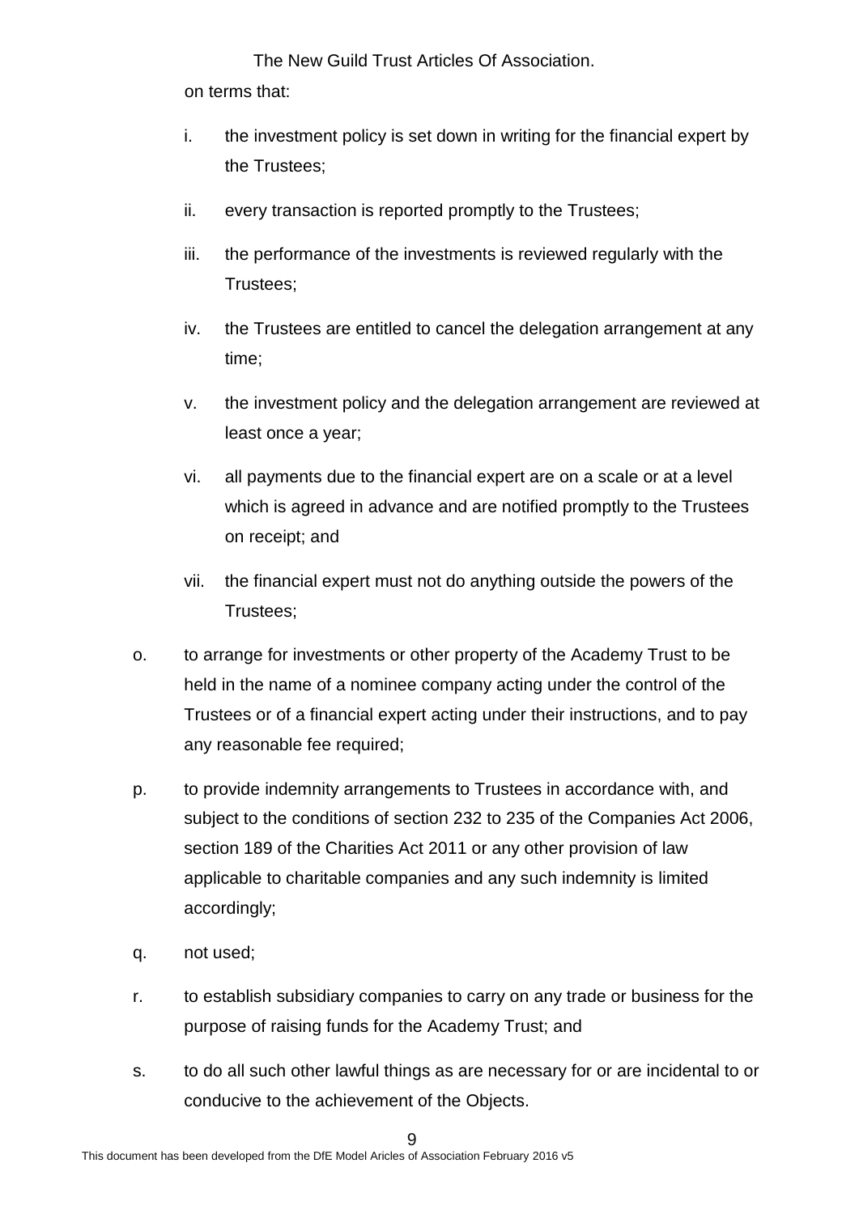on terms that:

i. the investment policy is set down in writing for the financial expert by the Trustees;

ii. every transaction is reported promptly to the Trustees;

iii. the performance of the investments is reviewed regularly with the Trustees;

iv. the Trustees are entitled to cancel the delegation arrangement at any time;

v. the investment policy and the delegation arrangement are reviewed at least once a year;

vi. all payments due to the financial expert are on a scale or at a level which is agreed in advance and are notified promptly to the Trustees on receipt; and

vii. the financial expert must not do anything outside the powers of the Trustees;

o. to arrange for investments or other property of the Academy Trust to be held in the name of a nominee company acting under the control of the Trustees or of a financial expert acting under their instructions, and to pay any reasonable fee required;

p. to provide indemnity arrangements to Trustees in accordance with, and subject to the conditions of section 232 to 235 of the Companies Act 2006, section 189 of the Charities Act 2011 or any other provision of law applicable to charitable companies and any such indemnity is limited accordingly;

q. not used;

r. to establish subsidiary companies to carry on any trade or business for the purpose of raising funds for the Academy Trust; and

s. to do all such other lawful things as are necessary for or are incidental to or conducive to the achievement of the Objects.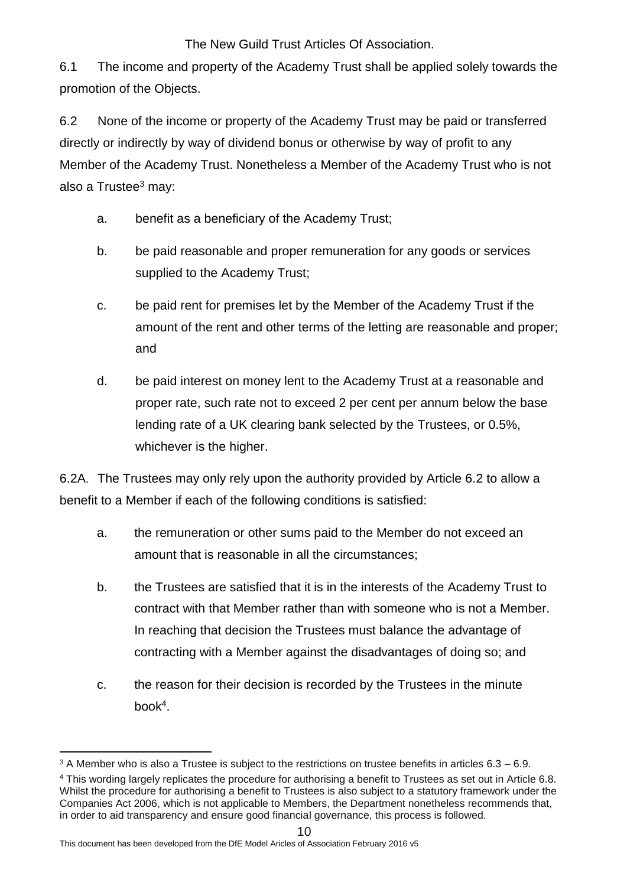6.1 The income and property of the Academy Trust shall be applied solely towards the promotion of the Objects.

6.2 None of the income or property of the Academy Trust may be paid or transferred directly or indirectly by way of dividend bonus or otherwise by way of profit to any Member of the Academy Trust. Nonetheless a Member of the Academy Trust who is not also a Trustee[3] may:

a. benefit as a beneficiary of the Academy Trust;

b. be paid reasonable and proper remuneration for any goods or services supplied to the Academy Trust;

c. be paid rent for premises let by the Member of the Academy Trust if the amount of the rent and other terms of the letting are reasonable and proper; and

d. be paid interest on money lent to the Academy Trust at a reasonable and proper rate, such rate not to exceed 2 per cent per annum below the base lending rate of a UK clearing bank selected by the Trustees, or 0.5%, whichever is the higher.

6.2A. The Trustees may only rely upon the authority provided by Article 6.2 to allow a benefit to a Member if each of the following conditions is satisfied:

a. the remuneration or other sums paid to the Member do not exceed an amount that is reasonable in all the circumstances;

b. the Trustees are satisfied that it is in the interests of the Academy Trust to contract with that Member rather than with someone who is not a Member. In reaching that decision the Trustees must balance the advantage of contracting with a Member against the disadvantages of doing so; and

c. the reason for their decision is recorded by the Trustees in the minute book[4].

---

[3] A Member who is also a Trustee is subject to the restrictions on trustee benefits in articles 6.3 – 6.9.

[4] This wording largely replicates the procedure for authorising a benefit to Trustees as set out in Article 6.8. Whilst the procedure for authorising a benefit to Trustees is also subject to a statutory framework under the Companies Act 2006, which is not applicable to Members, the Department nonetheless recommends that, in order to aid transparency and ensure good financial governance, this process is followed.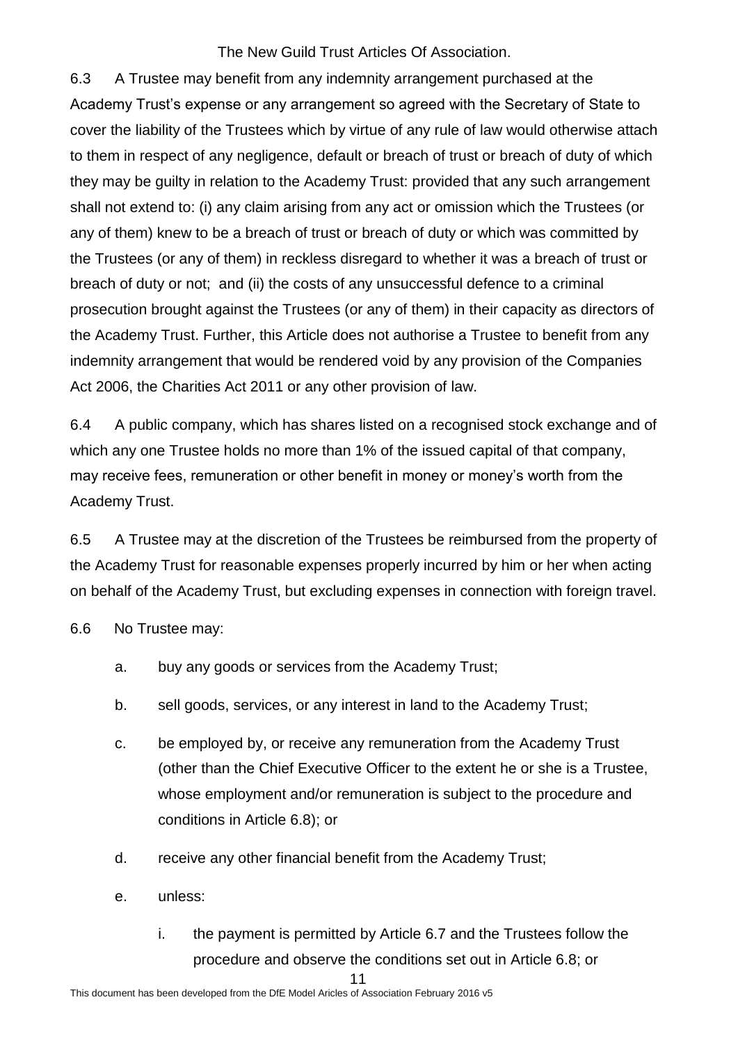6.3 A Trustee may benefit from any indemnity arrangement purchased at the Academy Trust's expense or any arrangement so agreed with the Secretary of State to cover the liability of the Trustees which by virtue of any rule of law would otherwise attach to them in respect of any negligence, default or breach of trust or breach of duty of which they may be guilty in relation to the Academy Trust: provided that any such arrangement shall not extend to: (i) any claim arising from any act or omission which the Trustees (or any of them) knew to be a breach of trust or breach of duty or which was committed by the Trustees (or any of them) in reckless disregard to whether it was a breach of trust or breach of duty or not; and (ii) the costs of any unsuccessful defence to a criminal prosecution brought against the Trustees (or any of them) in their capacity as directors of the Academy Trust. Further, this Article does not authorise a Trustee to benefit from any indemnity arrangement that would be rendered void by any provision of the Companies Act 2006, the Charities Act 2011 or any other provision of law.

6.4 A public company, which has shares listed on a recognised stock exchange and of which any one Trustee holds no more than 1% of the issued capital of that company, may receive fees, remuneration or other benefit in money or money's worth from the Academy Trust.

6.5 A Trustee may at the discretion of the Trustees be reimbursed from the property of the Academy Trust for reasonable expenses properly incurred by him or her when acting on behalf of the Academy Trust, but excluding expenses in connection with foreign travel.

6.6 No Trustee may:

a. buy any goods or services from the Academy Trust;

b. sell goods, services, or any interest in land to the Academy Trust;

c. be employed by, or receive any remuneration from the Academy Trust (other than the Chief Executive Officer to the extent he or she is a Trustee, whose employment and/or remuneration is subject to the procedure and conditions in Article 6.8); or

d. receive any other financial benefit from the Academy Trust;

e. unless:

   i. the payment is permitted by Article 6.7 and the Trustees follow the procedure and observe the conditions set out in Article 6.8; or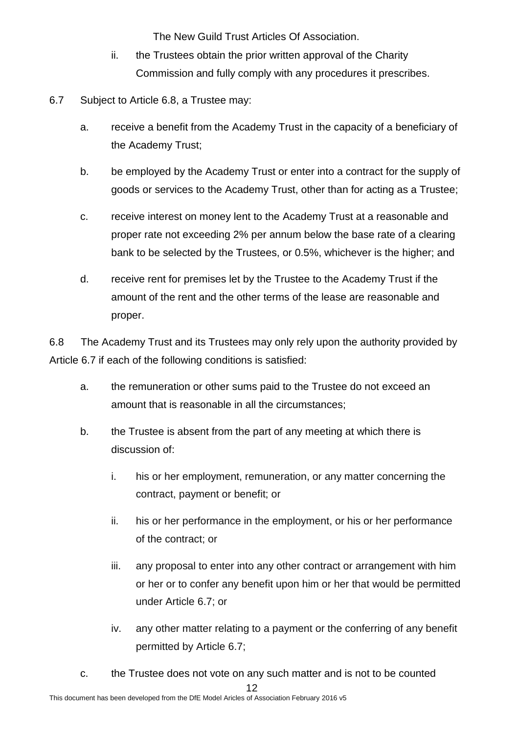ii. the Trustees obtain the prior written approval of the Charity Commission and fully comply with any procedures it prescribes.

6.7 Subject to Article 6.8, a Trustee may:

a. receive a benefit from the Academy Trust in the capacity of a beneficiary of the Academy Trust;

b. be employed by the Academy Trust or enter into a contract for the supply of goods or services to the Academy Trust, other than for acting as a Trustee;

c. receive interest on money lent to the Academy Trust at a reasonable and proper rate not exceeding 2% per annum below the base rate of a clearing bank to be selected by the Trustees, or 0.5%, whichever is the higher; and

d. receive rent for premises let by the Trustee to the Academy Trust if the amount of the rent and the other terms of the lease are reasonable and proper.

6.8 The Academy Trust and its Trustees may only rely upon the authority provided by Article 6.7 if each of the following conditions is satisfied:

a. the remuneration or other sums paid to the Trustee do not exceed an amount that is reasonable in all the circumstances;

b. the Trustee is absent from the part of any meeting at which there is discussion of:

i. his or her employment, remuneration, or any matter concerning the contract, payment or benefit; or

ii. his or her performance in the employment, or his or her performance of the contract; or

iii. any proposal to enter into any other contract or arrangement with him or her or to confer any benefit upon him or her that would be permitted under Article 6.7; or

iv. any other matter relating to a payment or the conferring of any benefit permitted by Article 6.7;

c. the Trustee does not vote on any such matter and is not to be counted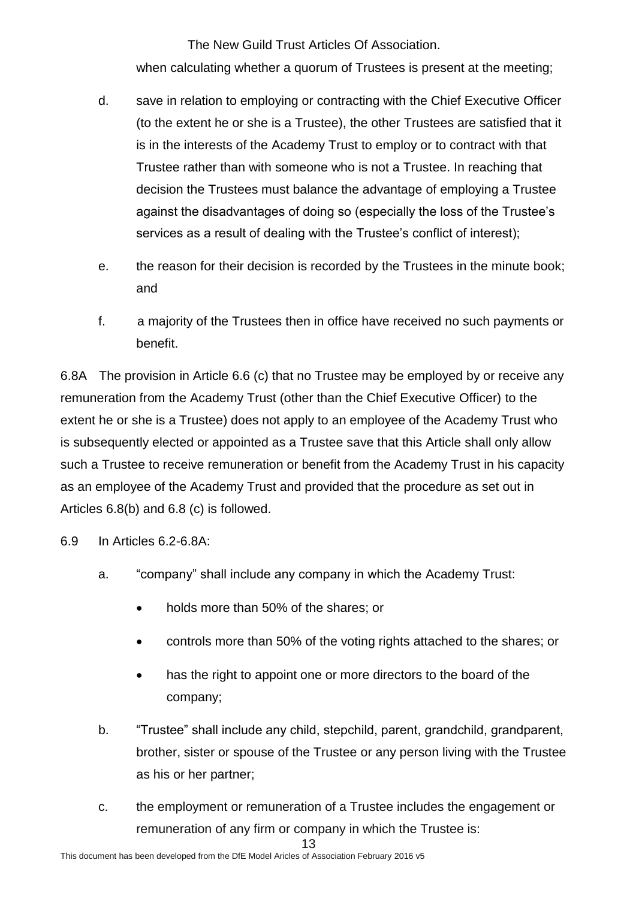when calculating whether a quorum of Trustees is present at the meeting;

d. save in relation to employing or contracting with the Chief Executive Officer (to the extent he or she is a Trustee), the other Trustees are satisfied that it is in the interests of the Academy Trust to employ or to contract with that Trustee rather than with someone who is not a Trustee. In reaching that decision the Trustees must balance the advantage of employing a Trustee against the disadvantages of doing so (especially the loss of the Trustee's services as a result of dealing with the Trustee's conflict of interest);

e. the reason for their decision is recorded by the Trustees in the minute book; and

f. a majority of the Trustees then in office have received no such payments or benefit.

6.8A The provision in Article 6.6 (c) that no Trustee may be employed by or receive any remuneration from the Academy Trust (other than the Chief Executive Officer) to the extent he or she is a Trustee) does not apply to an employee of the Academy Trust who is subsequently elected or appointed as a Trustee save that this Article shall only allow such a Trustee to receive remuneration or benefit from the Academy Trust in his capacity as an employee of the Academy Trust and provided that the procedure as set out in Articles 6.8(b) and 6.8 (c) is followed.

6.9 In Articles 6.2-6.8A:

a. "company" shall include any company in which the Academy Trust:

- holds more than 50% of the shares; or
- controls more than 50% of the voting rights attached to the shares; or
- has the right to appoint one or more directors to the board of the company;

b. "Trustee" shall include any child, stepchild, parent, grandchild, grandparent, brother, sister or spouse of the Trustee or any person living with the Trustee as his or her partner;

c. the employment or remuneration of a Trustee includes the engagement or remuneration of any firm or company in which the Trustee is: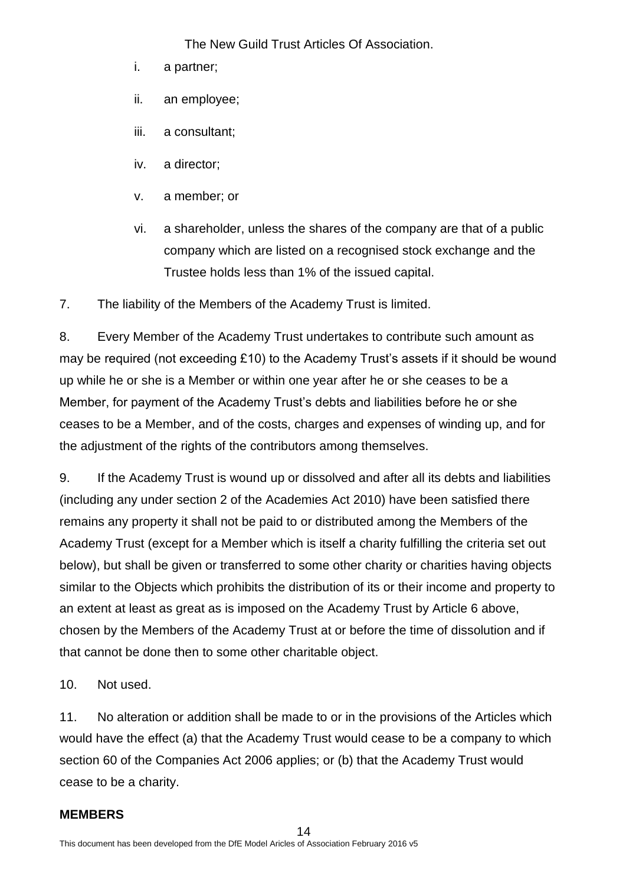i. a partner;

ii. an employee;

iii. a consultant;

iv. a director;

v. a member; or

vi. a shareholder, unless the shares of the company are that of a public company which are listed on a recognised stock exchange and the Trustee holds less than 1% of the issued capital.

7. The liability of the Members of the Academy Trust is limited.

8. Every Member of the Academy Trust undertakes to contribute such amount as may be required (not exceeding £10) to the Academy Trust's assets if it should be wound up while he or she is a Member or within one year after he or she ceases to be a Member, for payment of the Academy Trust's debts and liabilities before he or she ceases to be a Member, and of the costs, charges and expenses of winding up, and for the adjustment of the rights of the contributors among themselves.

9. If the Academy Trust is wound up or dissolved and after all its debts and liabilities (including any under section 2 of the Academies Act 2010) have been satisfied there remains any property it shall not be paid to or distributed among the Members of the Academy Trust (except for a Member which is itself a charity fulfilling the criteria set out below), but shall be given or transferred to some other charity or charities having objects similar to the Objects which prohibits the distribution of its or their income and property to an extent at least as great as is imposed on the Academy Trust by Article 6 above, chosen by the Members of the Academy Trust at or before the time of dissolution and if that cannot be done then to some other charitable object.

10. Not used.

11. No alteration or addition shall be made to or in the provisions of the Articles which would have the effect (a) that the Academy Trust would cease to be a company to which section 60 of the Companies Act 2006 applies; or (b) that the Academy Trust would cease to be a charity.

**MEMBERS**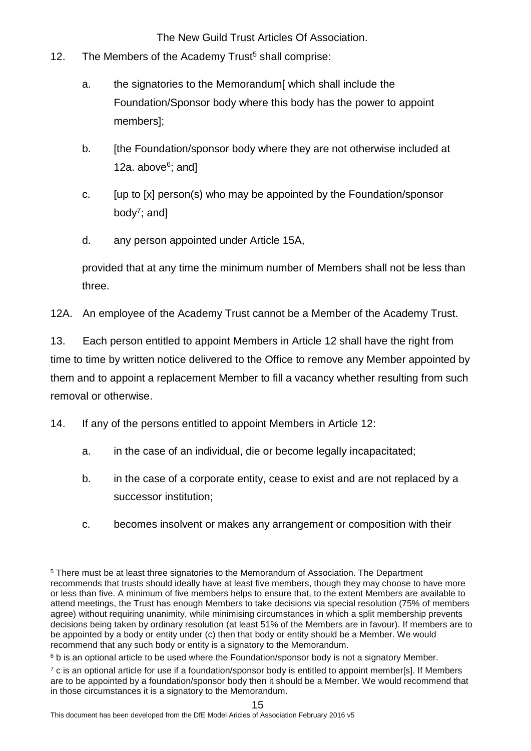12. The Members of the Academy Trust[5] shall comprise:

    a. the signatories to the Memorandum[ which shall include the Foundation/Sponsor body where this body has the power to appoint members];

    b. [the Foundation/sponsor body where they are not otherwise included at 12a. above[6]; and]

    c. [up to [x] person(s) who may be appointed by the Foundation/sponsor body[7]; and]

    d. any person appointed under Article 15A,

    provided that at any time the minimum number of Members shall not be less than three.

12A. An employee of the Academy Trust cannot be a Member of the Academy Trust.

13. Each person entitled to appoint Members in Article 12 shall have the right from time to time by written notice delivered to the Office to remove any Member appointed by them and to appoint a replacement Member to fill a vacancy whether resulting from such removal or otherwise.

14. If any of the persons entitled to appoint Members in Article 12:

    a. in the case of an individual, die or become legally incapacitated;

    b. in the case of a corporate entity, cease to exist and are not replaced by a successor institution;

    c. becomes insolvent or makes any arrangement or composition with their

---

[5] There must be at least three signatories to the Memorandum of Association. The Department recommends that trusts should ideally have at least five members, though they may choose to have more or less than five. A minimum of five members helps to ensure that, to the extent Members are available to attend meetings, the Trust has enough Members to take decisions via special resolution (75% of members agree) without requiring unanimity, while minimising circumstances in which a split membership prevents decisions being taken by ordinary resolution (at least 51% of the Members are in favour). If members are to be appointed by a body or entity under (c) then that body or entity should be a Member. We would recommend that any such body or entity is a signatory to the Memorandum.

[6] b is an optional article to be used where the Foundation/sponsor body is not a signatory Member.

[7] c is an optional article for use if a foundation/sponsor body is entitled to appoint member[s]. If Members are to be appointed by a foundation/sponsor body then it should be a Member. We would recommend that in those circumstances it is a signatory to the Memorandum.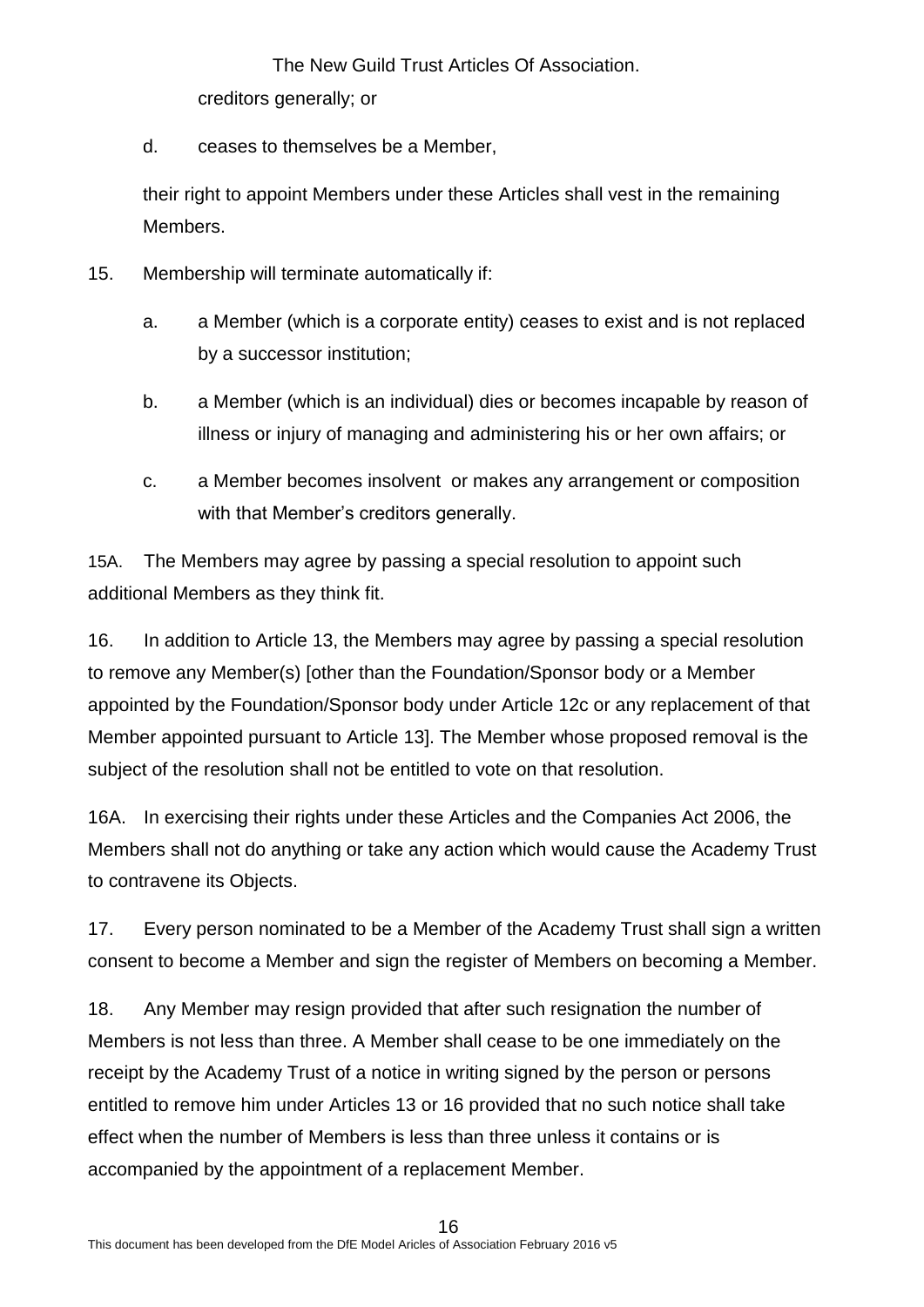creditors generally; or

d. ceases to themselves be a Member,

their right to appoint Members under these Articles shall vest in the remaining Members.

15. Membership will terminate automatically if:

a. a Member (which is a corporate entity) ceases to exist and is not replaced by a successor institution;

b. a Member (which is an individual) dies or becomes incapable by reason of illness or injury of managing and administering his or her own affairs; or

c. a Member becomes insolvent or makes any arrangement or composition with that Member's creditors generally.

15A. The Members may agree by passing a special resolution to appoint such additional Members as they think fit.

16. In addition to Article 13, the Members may agree by passing a special resolution to remove any Member(s) [other than the Foundation/Sponsor body or a Member appointed by the Foundation/Sponsor body under Article 12c or any replacement of that Member appointed pursuant to Article 13]. The Member whose proposed removal is the subject of the resolution shall not be entitled to vote on that resolution.

16A. In exercising their rights under these Articles and the Companies Act 2006, the Members shall not do anything or take any action which would cause the Academy Trust to contravene its Objects.

17. Every person nominated to be a Member of the Academy Trust shall sign a written consent to become a Member and sign the register of Members on becoming a Member.

18. Any Member may resign provided that after such resignation the number of Members is not less than three. A Member shall cease to be one immediately on the receipt by the Academy Trust of a notice in writing signed by the person or persons entitled to remove him under Articles 13 or 16 provided that no such notice shall take effect when the number of Members is less than three unless it contains or is accompanied by the appointment of a replacement Member.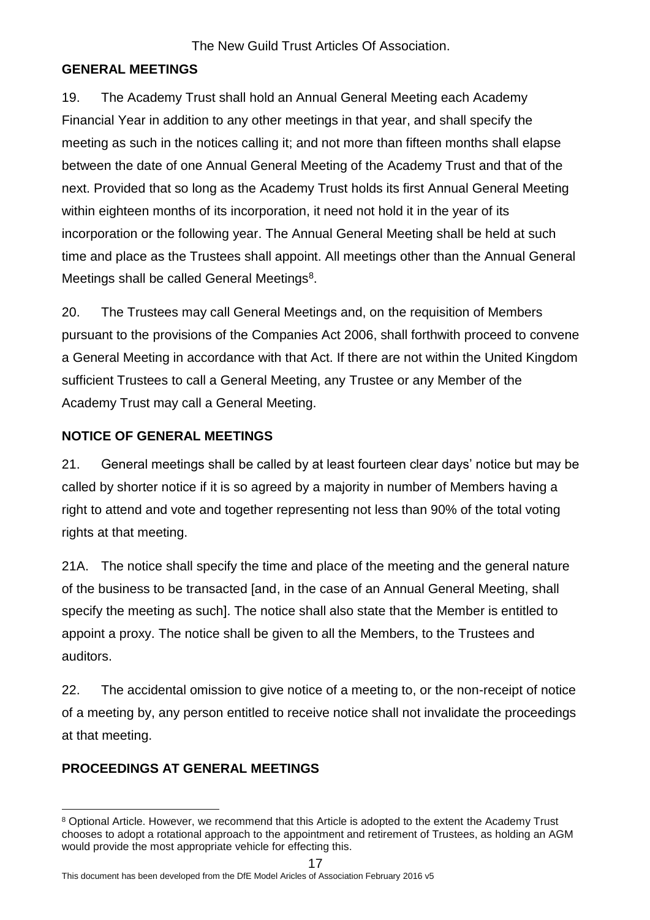## GENERAL MEETINGS

19. The Academy Trust shall hold an Annual General Meeting each Academy Financial Year in addition to any other meetings in that year, and shall specify the meeting as such in the notices calling it; and not more than fifteen months shall elapse between the date of one Annual General Meeting of the Academy Trust and that of the next. Provided that so long as the Academy Trust holds its first Annual General Meeting within eighteen months of its incorporation, it need not hold it in the year of its incorporation or the following year. The Annual General Meeting shall be held at such time and place as the Trustees shall appoint. All meetings other than the Annual General Meetings shall be called General Meetings[8].

20. The Trustees may call General Meetings and, on the requisition of Members pursuant to the provisions of the Companies Act 2006, shall forthwith proceed to convene a General Meeting in accordance with that Act. If there are not within the United Kingdom sufficient Trustees to call a General Meeting, any Trustee or any Member of the Academy Trust may call a General Meeting.

## NOTICE OF GENERAL MEETINGS

21. General meetings shall be called by at least fourteen clear days' notice but may be called by shorter notice if it is so agreed by a majority in number of Members having a right to attend and vote and together representing not less than 90% of the total voting rights at that meeting.

21A. The notice shall specify the time and place of the meeting and the general nature of the business to be transacted [and, in the case of an Annual General Meeting, shall specify the meeting as such]. The notice shall also state that the Member is entitled to appoint a proxy. The notice shall be given to all the Members, to the Trustees and auditors.

22. The accidental omission to give notice of a meeting to, or the non-receipt of notice of a meeting by, any person entitled to receive notice shall not invalidate the proceedings at that meeting.

## PROCEEDINGS AT GENERAL MEETINGS

---

[8] Optional Article. However, we recommend that this Article is adopted to the extent the Academy Trust chooses to adopt a rotational approach to the appointment and retirement of Trustees, as holding an AGM would provide the most appropriate vehicle for effecting this.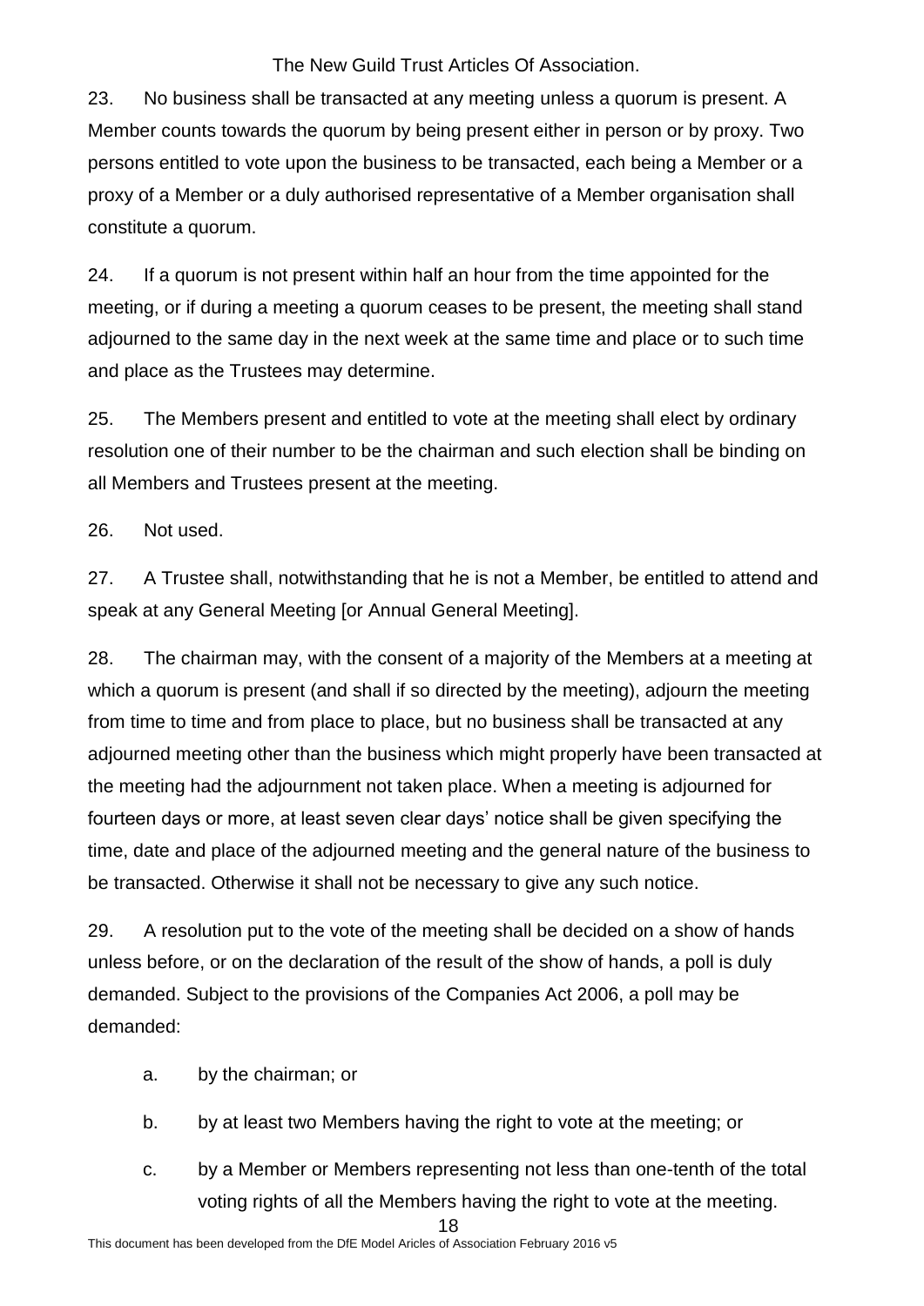23. No business shall be transacted at any meeting unless a quorum is present. A Member counts towards the quorum by being present either in person or by proxy. Two persons entitled to vote upon the business to be transacted, each being a Member or a proxy of a Member or a duly authorised representative of a Member organisation shall constitute a quorum.

24. If a quorum is not present within half an hour from the time appointed for the meeting, or if during a meeting a quorum ceases to be present, the meeting shall stand adjourned to the same day in the next week at the same time and place or to such time and place as the Trustees may determine.

25. The Members present and entitled to vote at the meeting shall elect by ordinary resolution one of their number to be the chairman and such election shall be binding on all Members and Trustees present at the meeting.

26. Not used.

27. A Trustee shall, notwithstanding that he is not a Member, be entitled to attend and speak at any General Meeting [or Annual General Meeting].

28. The chairman may, with the consent of a majority of the Members at a meeting at which a quorum is present (and shall if so directed by the meeting), adjourn the meeting from time to time and from place to place, but no business shall be transacted at any adjourned meeting other than the business which might properly have been transacted at the meeting had the adjournment not taken place. When a meeting is adjourned for fourteen days or more, at least seven clear days' notice shall be given specifying the time, date and place of the adjourned meeting and the general nature of the business to be transacted. Otherwise it shall not be necessary to give any such notice.

29. A resolution put to the vote of the meeting shall be decided on a show of hands unless before, or on the declaration of the result of the show of hands, a poll is duly demanded. Subject to the provisions of the Companies Act 2006, a poll may be demanded:

a. by the chairman; or

b. by at least two Members having the right to vote at the meeting; or

c. by a Member or Members representing not less than one-tenth of the total voting rights of all the Members having the right to vote at the meeting.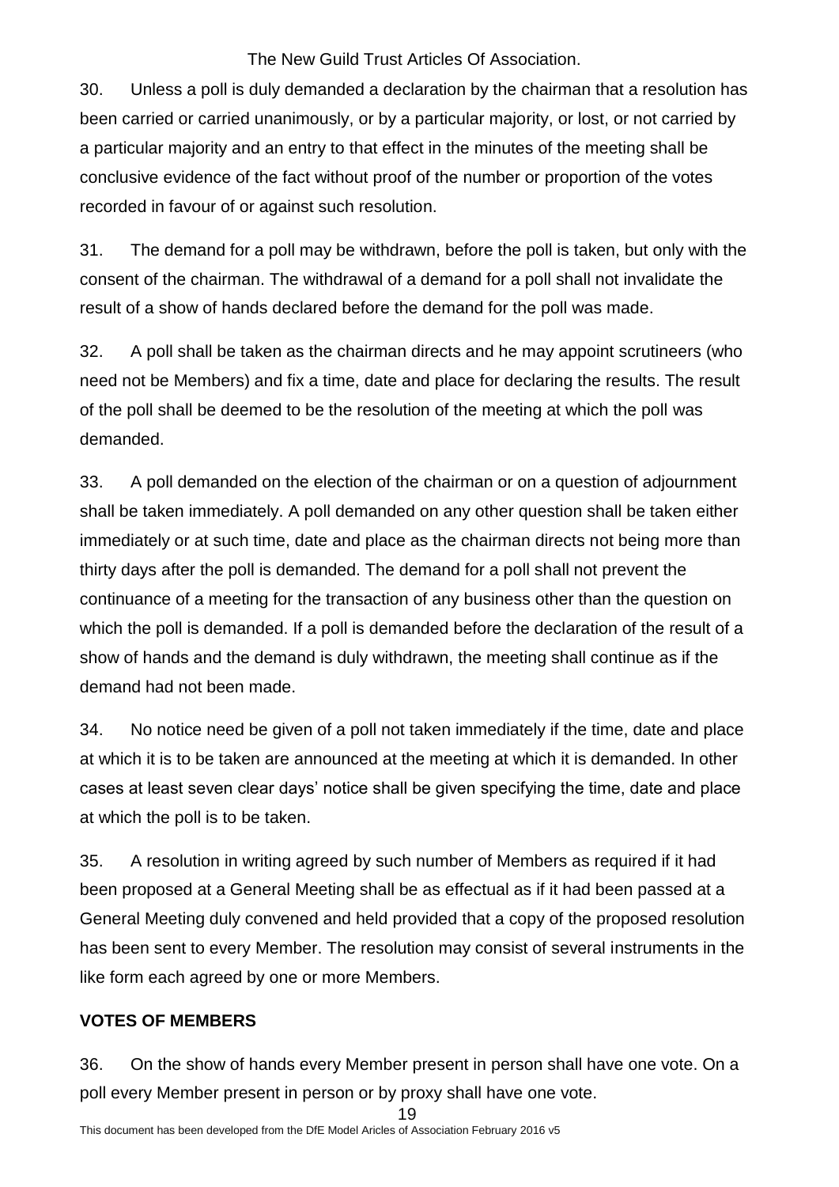30. Unless a poll is duly demanded a declaration by the chairman that a resolution has been carried or carried unanimously, or by a particular majority, or lost, or not carried by a particular majority and an entry to that effect in the minutes of the meeting shall be conclusive evidence of the fact without proof of the number or proportion of the votes recorded in favour of or against such resolution.

31. The demand for a poll may be withdrawn, before the poll is taken, but only with the consent of the chairman. The withdrawal of a demand for a poll shall not invalidate the result of a show of hands declared before the demand for the poll was made.

32. A poll shall be taken as the chairman directs and he may appoint scrutineers (who need not be Members) and fix a time, date and place for declaring the results. The result of the poll shall be deemed to be the resolution of the meeting at which the poll was demanded.

33. A poll demanded on the election of the chairman or on a question of adjournment shall be taken immediately. A poll demanded on any other question shall be taken either immediately or at such time, date and place as the chairman directs not being more than thirty days after the poll is demanded. The demand for a poll shall not prevent the continuance of a meeting for the transaction of any business other than the question on which the poll is demanded. If a poll is demanded before the declaration of the result of a show of hands and the demand is duly withdrawn, the meeting shall continue as if the demand had not been made.

34. No notice need be given of a poll not taken immediately if the time, date and place at which it is to be taken are announced at the meeting at which it is demanded. In other cases at least seven clear days' notice shall be given specifying the time, date and place at which the poll is to be taken.

35. A resolution in writing agreed by such number of Members as required if it had been proposed at a General Meeting shall be as effectual as if it had been passed at a General Meeting duly convened and held provided that a copy of the proposed resolution has been sent to every Member. The resolution may consist of several instruments in the like form each agreed by one or more Members.

## VOTES OF MEMBERS

36. On the show of hands every Member present in person shall have one vote. On a poll every Member present in person or by proxy shall have one vote.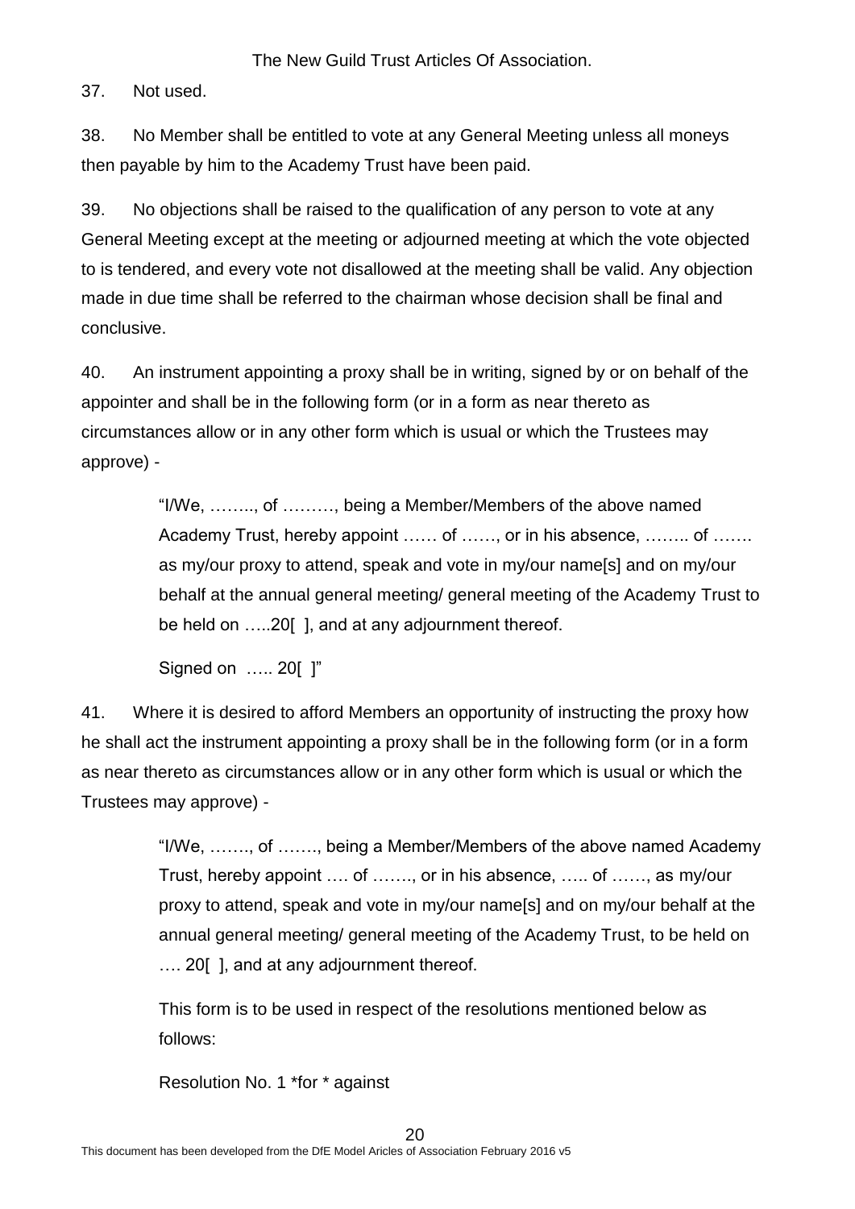37. Not used.

38. No Member shall be entitled to vote at any General Meeting unless all moneys then payable by him to the Academy Trust have been paid.

39. No objections shall be raised to the qualification of any person to vote at any General Meeting except at the meeting or adjourned meeting at which the vote objected to is tendered, and every vote not disallowed at the meeting shall be valid. Any objection made in due time shall be referred to the chairman whose decision shall be final and conclusive.

40. An instrument appointing a proxy shall be in writing, signed by or on behalf of the appointer and shall be in the following form (or in a form as near thereto as circumstances allow or in any other form which is usual or which the Trustees may approve) -

> "I/We, …….., of ………, being a Member/Members of the above named Academy Trust, hereby appoint …… of ……, or in his absence, …….. of ……. as my/our proxy to attend, speak and vote in my/our name[s] and on my/our behalf at the annual general meeting/ general meeting of the Academy Trust to be held on …..20[ ], and at any adjournment thereof.
>
> Signed on ….. 20[ ]"

41. Where it is desired to afford Members an opportunity of instructing the proxy how he shall act the instrument appointing a proxy shall be in the following form (or in a form as near thereto as circumstances allow or in any other form which is usual or which the Trustees may approve) -

> "I/We, ……., of ……., being a Member/Members of the above named Academy Trust, hereby appoint …. of ……., or in his absence, ….. of ……, as my/our proxy to attend, speak and vote in my/our name[s] and on my/our behalf at the annual general meeting/ general meeting of the Academy Trust, to be held on …. 20[ ], and at any adjournment thereof.
>
> This form is to be used in respect of the resolutions mentioned below as follows:
>
> Resolution No. 1 *for * against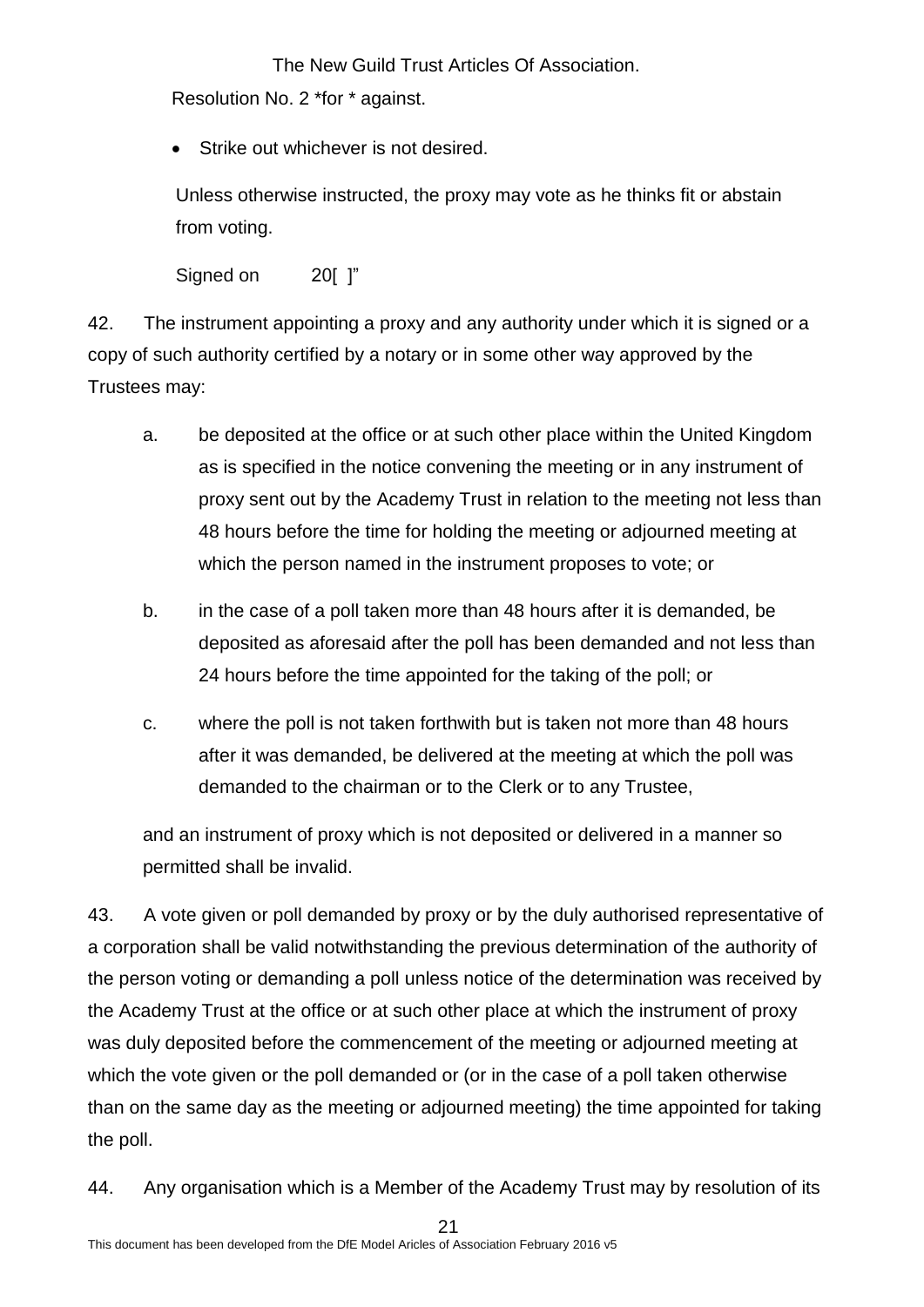Resolution No. 2 *for * against.

- Strike out whichever is not desired.

Unless otherwise instructed, the proxy may vote as he thinks fit or abstain from voting.

Signed on 20[ ]"

42. The instrument appointing a proxy and any authority under which it is signed or a copy of such authority certified by a notary or in some other way approved by the Trustees may:

a. be deposited at the office or at such other place within the United Kingdom as is specified in the notice convening the meeting or in any instrument of proxy sent out by the Academy Trust in relation to the meeting not less than 48 hours before the time for holding the meeting or adjourned meeting at which the person named in the instrument proposes to vote; or

b. in the case of a poll taken more than 48 hours after it is demanded, be deposited as aforesaid after the poll has been demanded and not less than 24 hours before the time appointed for the taking of the poll; or

c. where the poll is not taken forthwith but is taken not more than 48 hours after it was demanded, be delivered at the meeting at which the poll was demanded to the chairman or to the Clerk or to any Trustee,

and an instrument of proxy which is not deposited or delivered in a manner so permitted shall be invalid.

43. A vote given or poll demanded by proxy or by the duly authorised representative of a corporation shall be valid notwithstanding the previous determination of the authority of the person voting or demanding a poll unless notice of the determination was received by the Academy Trust at the office or at such other place at which the instrument of proxy was duly deposited before the commencement of the meeting or adjourned meeting at which the vote given or the poll demanded or (or in the case of a poll taken otherwise than on the same day as the meeting or adjourned meeting) the time appointed for taking the poll.

44. Any organisation which is a Member of the Academy Trust may by resolution of its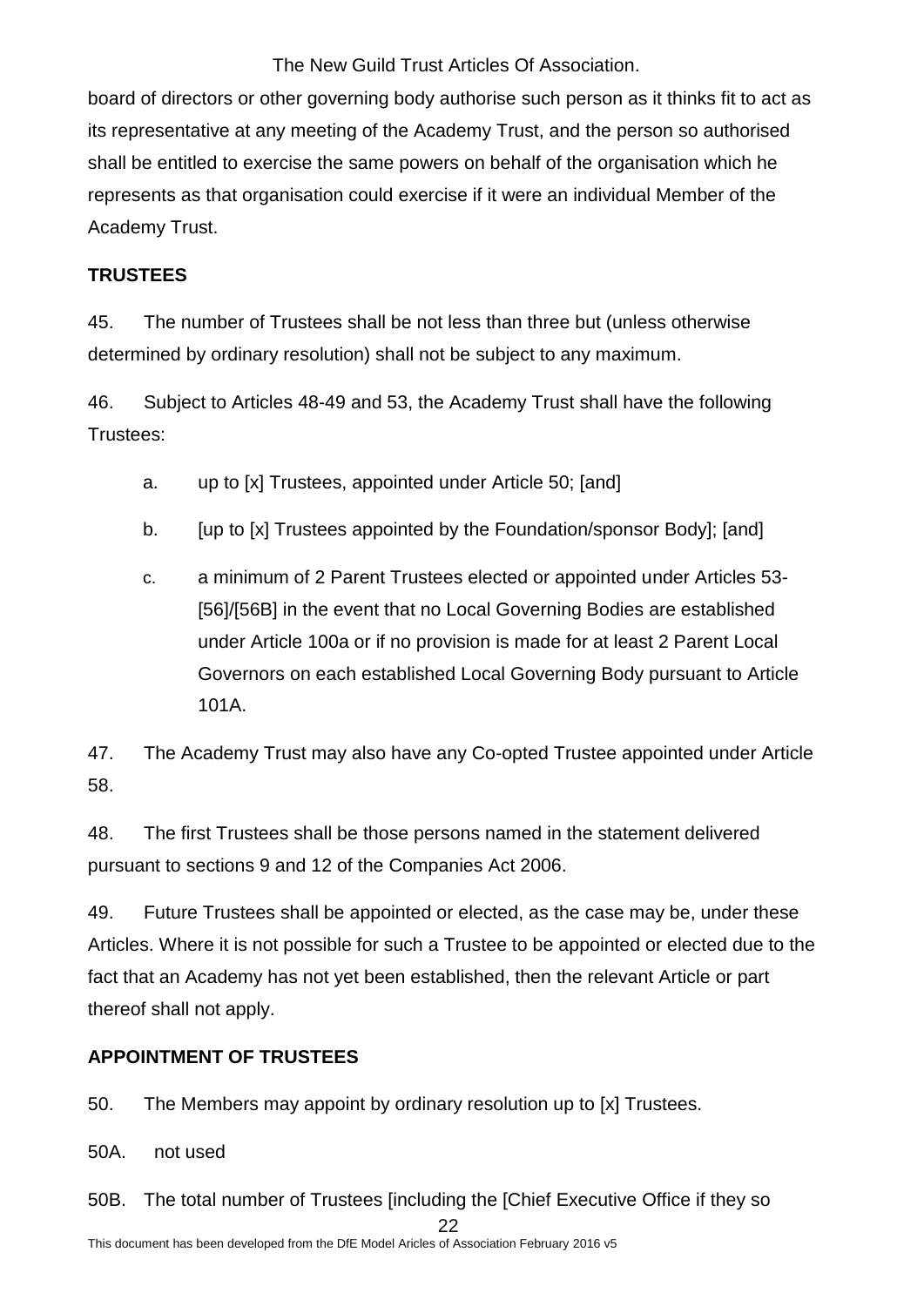board of directors or other governing body authorise such person as it thinks fit to act as its representative at any meeting of the Academy Trust, and the person so authorised shall be entitled to exercise the same powers on behalf of the organisation which he represents as that organisation could exercise if it were an individual Member of the Academy Trust.

**TRUSTEES**

45. The number of Trustees shall be not less than three but (unless otherwise determined by ordinary resolution) shall not be subject to any maximum.

46. Subject to Articles 48-49 and 53, the Academy Trust shall have the following Trustees:

a. up to [x] Trustees, appointed under Article 50; [and]

b. [up to [x] Trustees appointed by the Foundation/sponsor Body]; [and]

c. a minimum of 2 Parent Trustees elected or appointed under Articles 53-[56]/[56B] in the event that no Local Governing Bodies are established under Article 100a or if no provision is made for at least 2 Parent Local Governors on each established Local Governing Body pursuant to Article 101A.

47. The Academy Trust may also have any Co-opted Trustee appointed under Article 58.

48. The first Trustees shall be those persons named in the statement delivered pursuant to sections 9 and 12 of the Companies Act 2006.

49. Future Trustees shall be appointed or elected, as the case may be, under these Articles. Where it is not possible for such a Trustee to be appointed or elected due to the fact that an Academy has not yet been established, then the relevant Article or part thereof shall not apply.

**APPOINTMENT OF TRUSTEES**

50. The Members may appoint by ordinary resolution up to [x] Trustees.

50A. not used

50B. The total number of Trustees [including the [Chief Executive Office if they so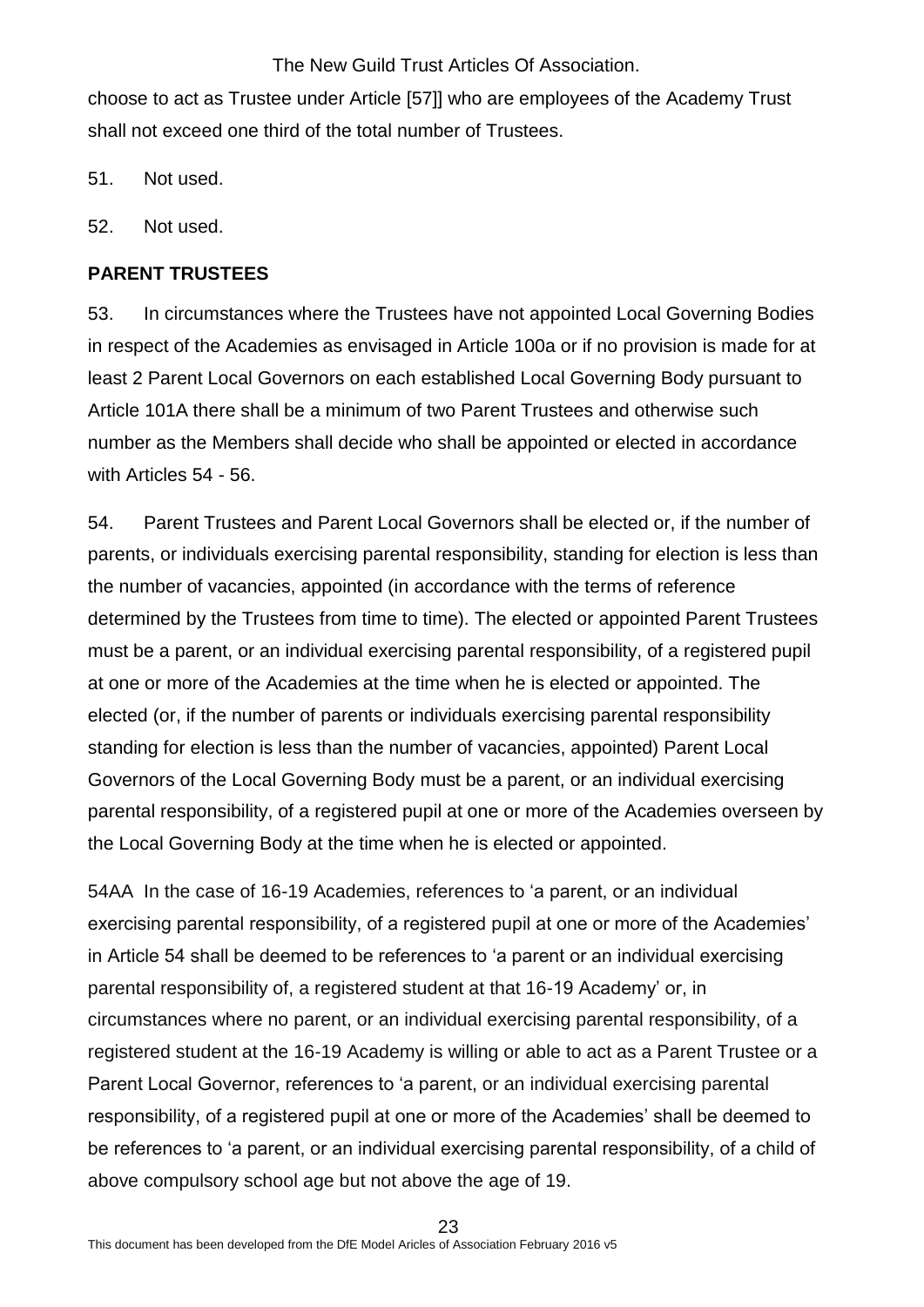choose to act as Trustee under Article [57]] who are employees of the Academy Trust shall not exceed one third of the total number of Trustees.

51. Not used.

52. Not used.

**PARENT TRUSTEES**

53. In circumstances where the Trustees have not appointed Local Governing Bodies in respect of the Academies as envisaged in Article 100a or if no provision is made for at least 2 Parent Local Governors on each established Local Governing Body pursuant to Article 101A there shall be a minimum of two Parent Trustees and otherwise such number as the Members shall decide who shall be appointed or elected in accordance with Articles 54 - 56.

54. Parent Trustees and Parent Local Governors shall be elected or, if the number of parents, or individuals exercising parental responsibility, standing for election is less than the number of vacancies, appointed (in accordance with the terms of reference determined by the Trustees from time to time). The elected or appointed Parent Trustees must be a parent, or an individual exercising parental responsibility, of a registered pupil at one or more of the Academies at the time when he is elected or appointed. The elected (or, if the number of parents or individuals exercising parental responsibility standing for election is less than the number of vacancies, appointed) Parent Local Governors of the Local Governing Body must be a parent, or an individual exercising parental responsibility, of a registered pupil at one or more of the Academies overseen by the Local Governing Body at the time when he is elected or appointed.

54AA In the case of 16-19 Academies, references to 'a parent, or an individual exercising parental responsibility, of a registered pupil at one or more of the Academies' in Article 54 shall be deemed to be references to 'a parent or an individual exercising parental responsibility of, a registered student at that 16-19 Academy' or, in circumstances where no parent, or an individual exercising parental responsibility, of a registered student at the 16-19 Academy is willing or able to act as a Parent Trustee or a Parent Local Governor, references to 'a parent, or an individual exercising parental responsibility, of a registered pupil at one or more of the Academies' shall be deemed to be references to 'a parent, or an individual exercising parental responsibility, of a child of above compulsory school age but not above the age of 19.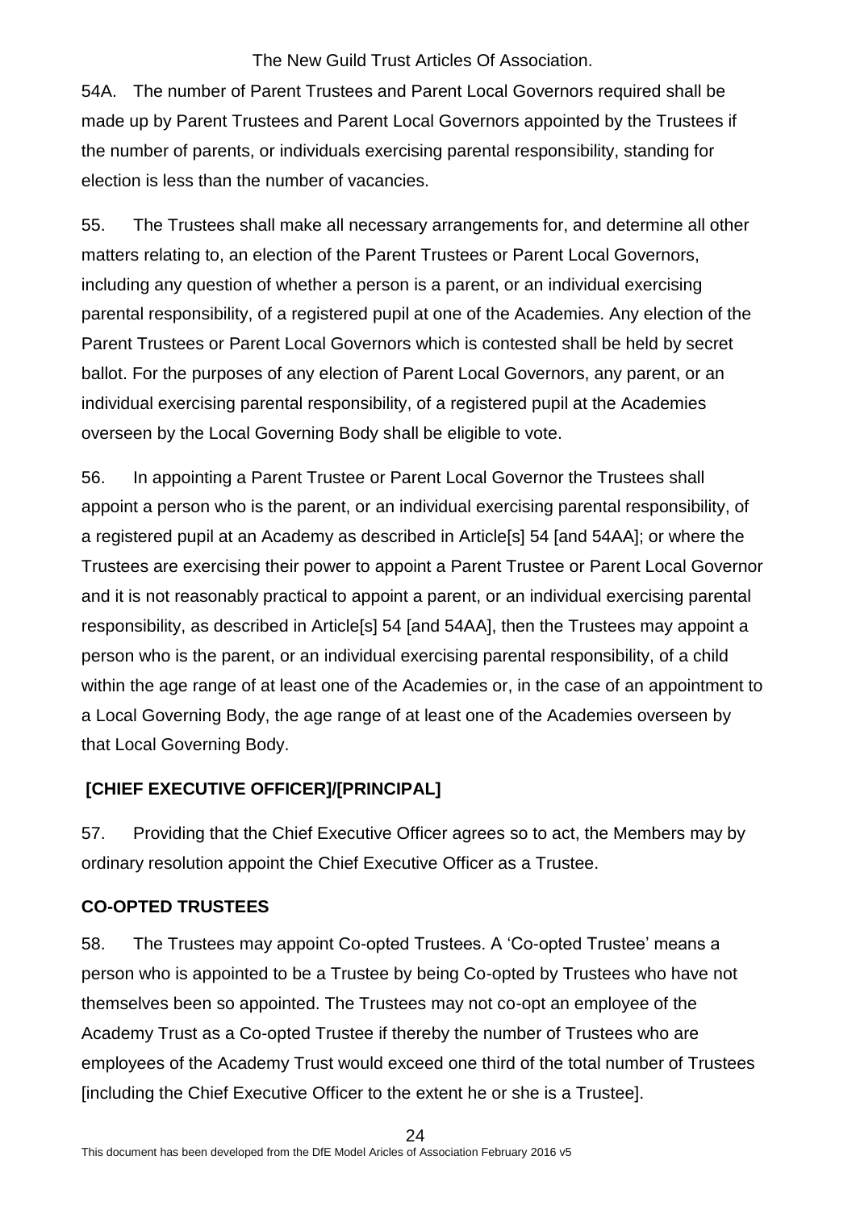54A. The number of Parent Trustees and Parent Local Governors required shall be made up by Parent Trustees and Parent Local Governors appointed by the Trustees if the number of parents, or individuals exercising parental responsibility, standing for election is less than the number of vacancies.

55. The Trustees shall make all necessary arrangements for, and determine all other matters relating to, an election of the Parent Trustees or Parent Local Governors, including any question of whether a person is a parent, or an individual exercising parental responsibility, of a registered pupil at one of the Academies. Any election of the Parent Trustees or Parent Local Governors which is contested shall be held by secret ballot. For the purposes of any election of Parent Local Governors, any parent, or an individual exercising parental responsibility, of a registered pupil at the Academies overseen by the Local Governing Body shall be eligible to vote.

56. In appointing a Parent Trustee or Parent Local Governor the Trustees shall appoint a person who is the parent, or an individual exercising parental responsibility, of a registered pupil at an Academy as described in Article[s] 54 [and 54AA]; or where the Trustees are exercising their power to appoint a Parent Trustee or Parent Local Governor and it is not reasonably practical to appoint a parent, or an individual exercising parental responsibility, as described in Article[s] 54 [and 54AA], then the Trustees may appoint a person who is the parent, or an individual exercising parental responsibility, of a child within the age range of at least one of the Academies or, in the case of an appointment to a Local Governing Body, the age range of at least one of the Academies overseen by that Local Governing Body.

## [CHIEF EXECUTIVE OFFICER]/[PRINCIPAL]

57. Providing that the Chief Executive Officer agrees so to act, the Members may by ordinary resolution appoint the Chief Executive Officer as a Trustee.

## CO-OPTED TRUSTEES

58. The Trustees may appoint Co-opted Trustees. A 'Co-opted Trustee' means a person who is appointed to be a Trustee by being Co-opted by Trustees who have not themselves been so appointed. The Trustees may not co-opt an employee of the Academy Trust as a Co-opted Trustee if thereby the number of Trustees who are employees of the Academy Trust would exceed one third of the total number of Trustees [including the Chief Executive Officer to the extent he or she is a Trustee].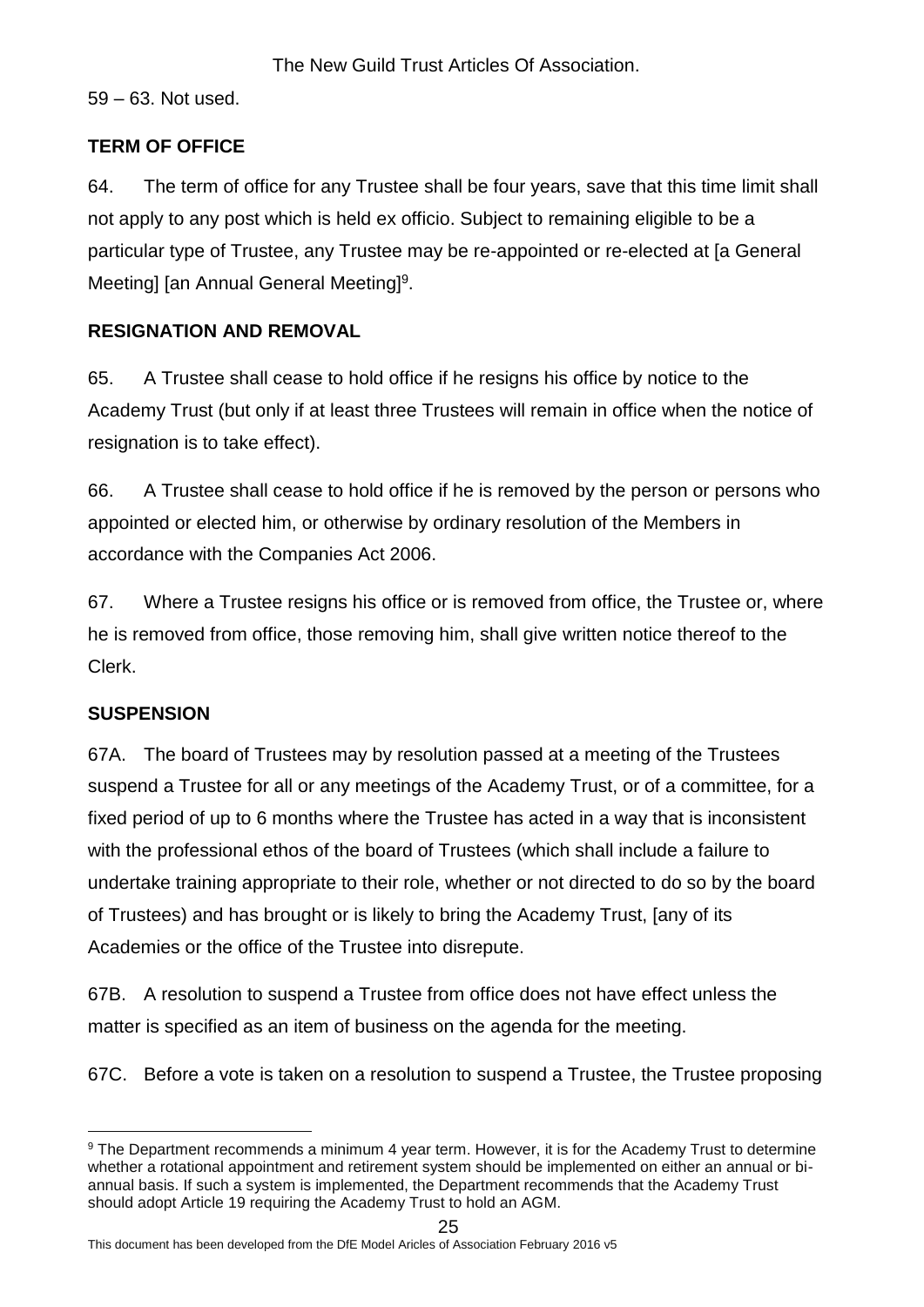59 – 63. Not used.

## TERM OF OFFICE

64. The term of office for any Trustee shall be four years, save that this time limit shall not apply to any post which is held ex officio. Subject to remaining eligible to be a particular type of Trustee, any Trustee may be re-appointed or re-elected at [a General Meeting] [an Annual General Meeting][9].

## RESIGNATION AND REMOVAL

65. A Trustee shall cease to hold office if he resigns his office by notice to the Academy Trust (but only if at least three Trustees will remain in office when the notice of resignation is to take effect).

66. A Trustee shall cease to hold office if he is removed by the person or persons who appointed or elected him, or otherwise by ordinary resolution of the Members in accordance with the Companies Act 2006.

67. Where a Trustee resigns his office or is removed from office, the Trustee or, where he is removed from office, those removing him, shall give written notice thereof to the Clerk.

## SUSPENSION

67A. The board of Trustees may by resolution passed at a meeting of the Trustees suspend a Trustee for all or any meetings of the Academy Trust, or of a committee, for a fixed period of up to 6 months where the Trustee has acted in a way that is inconsistent with the professional ethos of the board of Trustees (which shall include a failure to undertake training appropriate to their role, whether or not directed to do so by the board of Trustees) and has brought or is likely to bring the Academy Trust, [any of its Academies or the office of the Trustee into disrepute.

67B. A resolution to suspend a Trustee from office does not have effect unless the matter is specified as an item of business on the agenda for the meeting.

67C. Before a vote is taken on a resolution to suspend a Trustee, the Trustee proposing

---

[9] The Department recommends a minimum 4 year term. However, it is for the Academy Trust to determine whether a rotational appointment and retirement system should be implemented on either an annual or bi-annual basis. If such a system is implemented, the Department recommends that the Academy Trust should adopt Article 19 requiring the Academy Trust to hold an AGM.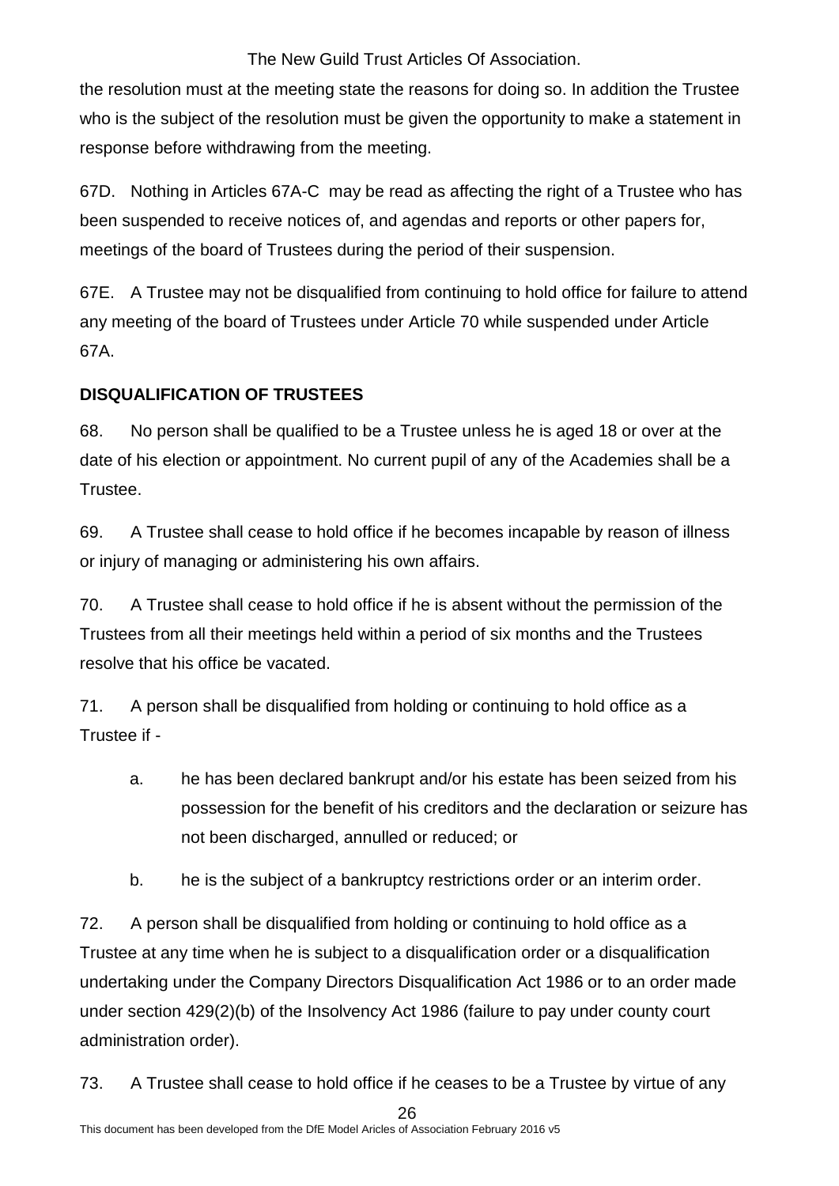the resolution must at the meeting state the reasons for doing so. In addition the Trustee who is the subject of the resolution must be given the opportunity to make a statement in response before withdrawing from the meeting.

67D. Nothing in Articles 67A-C may be read as affecting the right of a Trustee who has been suspended to receive notices of, and agendas and reports or other papers for, meetings of the board of Trustees during the period of their suspension.

67E. A Trustee may not be disqualified from continuing to hold office for failure to attend any meeting of the board of Trustees under Article 70 while suspended under Article 67A.

**DISQUALIFICATION OF TRUSTEES**

68. No person shall be qualified to be a Trustee unless he is aged 18 or over at the date of his election or appointment. No current pupil of any of the Academies shall be a Trustee.

69. A Trustee shall cease to hold office if he becomes incapable by reason of illness or injury of managing or administering his own affairs.

70. A Trustee shall cease to hold office if he is absent without the permission of the Trustees from all their meetings held within a period of six months and the Trustees resolve that his office be vacated.

71. A person shall be disqualified from holding or continuing to hold office as a Trustee if -

a. he has been declared bankrupt and/or his estate has been seized from his possession for the benefit of his creditors and the declaration or seizure has not been discharged, annulled or reduced; or

b. he is the subject of a bankruptcy restrictions order or an interim order.

72. A person shall be disqualified from holding or continuing to hold office as a Trustee at any time when he is subject to a disqualification order or a disqualification undertaking under the Company Directors Disqualification Act 1986 or to an order made under section 429(2)(b) of the Insolvency Act 1986 (failure to pay under county court administration order).

73. A Trustee shall cease to hold office if he ceases to be a Trustee by virtue of any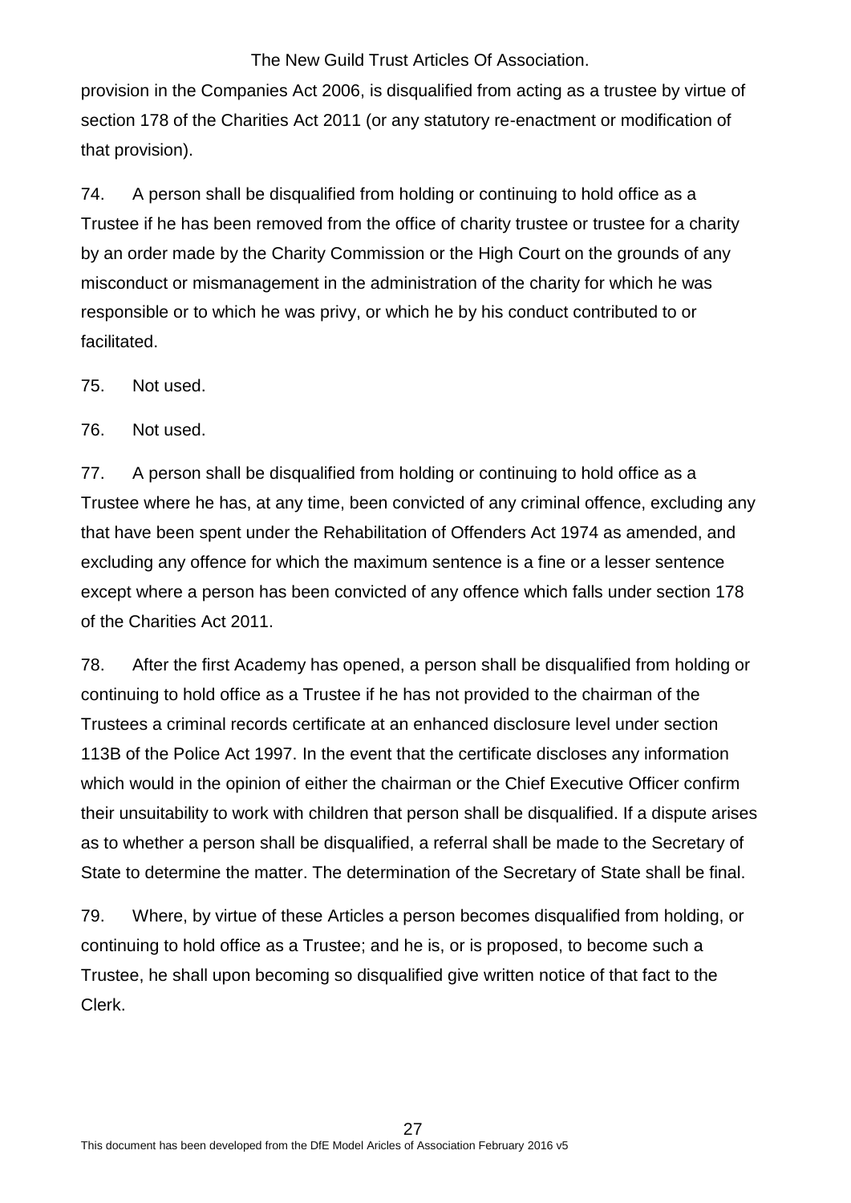provision in the Companies Act 2006, is disqualified from acting as a trustee by virtue of section 178 of the Charities Act 2011 (or any statutory re-enactment or modification of that provision).

74. A person shall be disqualified from holding or continuing to hold office as a Trustee if he has been removed from the office of charity trustee or trustee for a charity by an order made by the Charity Commission or the High Court on the grounds of any misconduct or mismanagement in the administration of the charity for which he was responsible or to which he was privy, or which he by his conduct contributed to or facilitated.

75. Not used.

76. Not used.

77. A person shall be disqualified from holding or continuing to hold office as a Trustee where he has, at any time, been convicted of any criminal offence, excluding any that have been spent under the Rehabilitation of Offenders Act 1974 as amended, and excluding any offence for which the maximum sentence is a fine or a lesser sentence except where a person has been convicted of any offence which falls under section 178 of the Charities Act 2011.

78. After the first Academy has opened, a person shall be disqualified from holding or continuing to hold office as a Trustee if he has not provided to the chairman of the Trustees a criminal records certificate at an enhanced disclosure level under section 113B of the Police Act 1997. In the event that the certificate discloses any information which would in the opinion of either the chairman or the Chief Executive Officer confirm their unsuitability to work with children that person shall be disqualified. If a dispute arises as to whether a person shall be disqualified, a referral shall be made to the Secretary of State to determine the matter. The determination of the Secretary of State shall be final.

79. Where, by virtue of these Articles a person becomes disqualified from holding, or continuing to hold office as a Trustee; and he is, or is proposed, to become such a Trustee, he shall upon becoming so disqualified give written notice of that fact to the Clerk.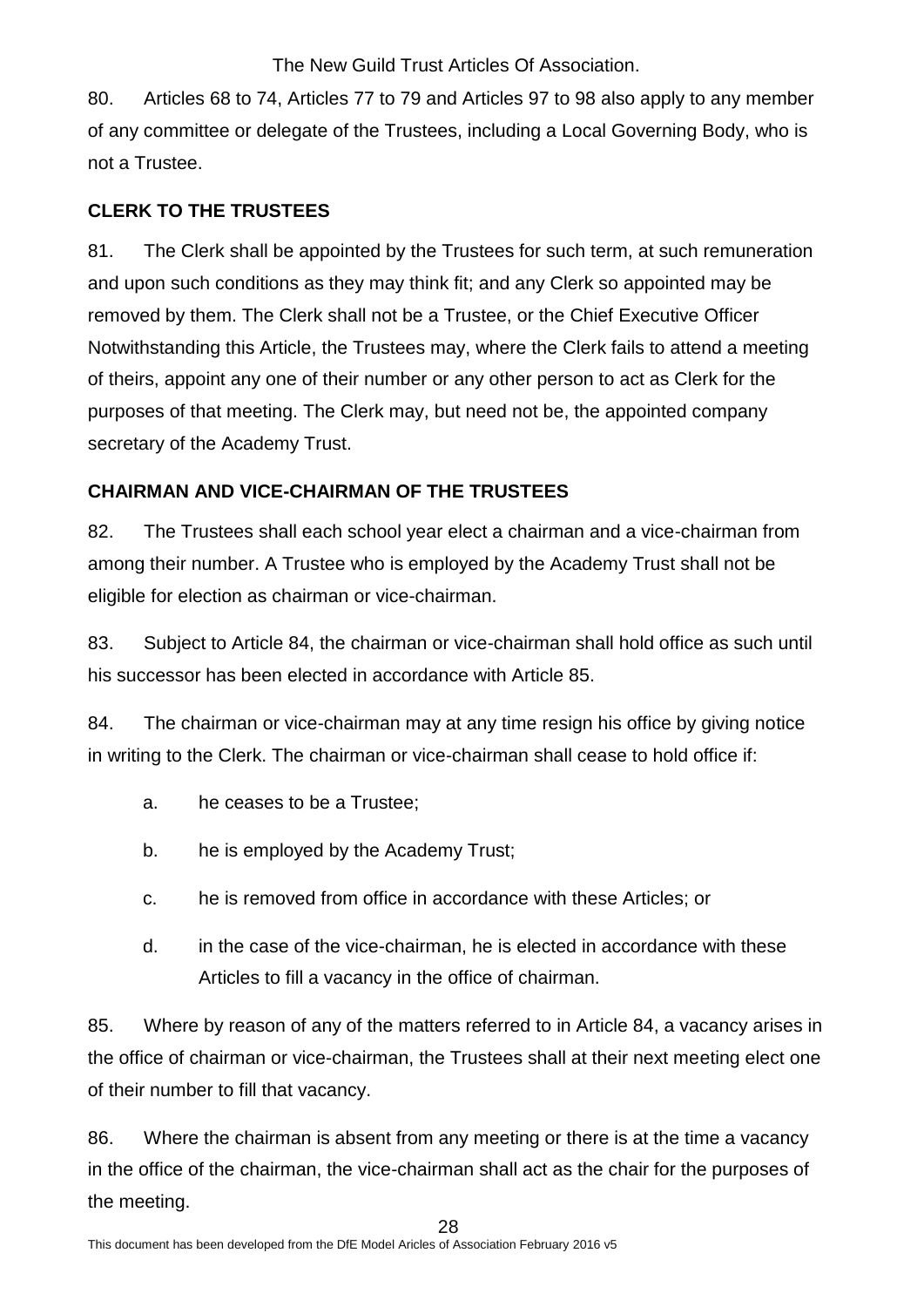80. Articles 68 to 74, Articles 77 to 79 and Articles 97 to 98 also apply to any member of any committee or delegate of the Trustees, including a Local Governing Body, who is not a Trustee.

**CLERK TO THE TRUSTEES**

81. The Clerk shall be appointed by the Trustees for such term, at such remuneration and upon such conditions as they may think fit; and any Clerk so appointed may be removed by them. The Clerk shall not be a Trustee, or the Chief Executive Officer Notwithstanding this Article, the Trustees may, where the Clerk fails to attend a meeting of theirs, appoint any one of their number or any other person to act as Clerk for the purposes of that meeting. The Clerk may, but need not be, the appointed company secretary of the Academy Trust.

**CHAIRMAN AND VICE-CHAIRMAN OF THE TRUSTEES**

82. The Trustees shall each school year elect a chairman and a vice-chairman from among their number. A Trustee who is employed by the Academy Trust shall not be eligible for election as chairman or vice-chairman.

83. Subject to Article 84, the chairman or vice-chairman shall hold office as such until his successor has been elected in accordance with Article 85.

84. The chairman or vice-chairman may at any time resign his office by giving notice in writing to the Clerk. The chairman or vice-chairman shall cease to hold office if:

a. he ceases to be a Trustee;

b. he is employed by the Academy Trust;

c. he is removed from office in accordance with these Articles; or

d. in the case of the vice-chairman, he is elected in accordance with these Articles to fill a vacancy in the office of chairman.

85. Where by reason of any of the matters referred to in Article 84, a vacancy arises in the office of chairman or vice-chairman, the Trustees shall at their next meeting elect one of their number to fill that vacancy.

86. Where the chairman is absent from any meeting or there is at the time a vacancy in the office of the chairman, the vice-chairman shall act as the chair for the purposes of the meeting.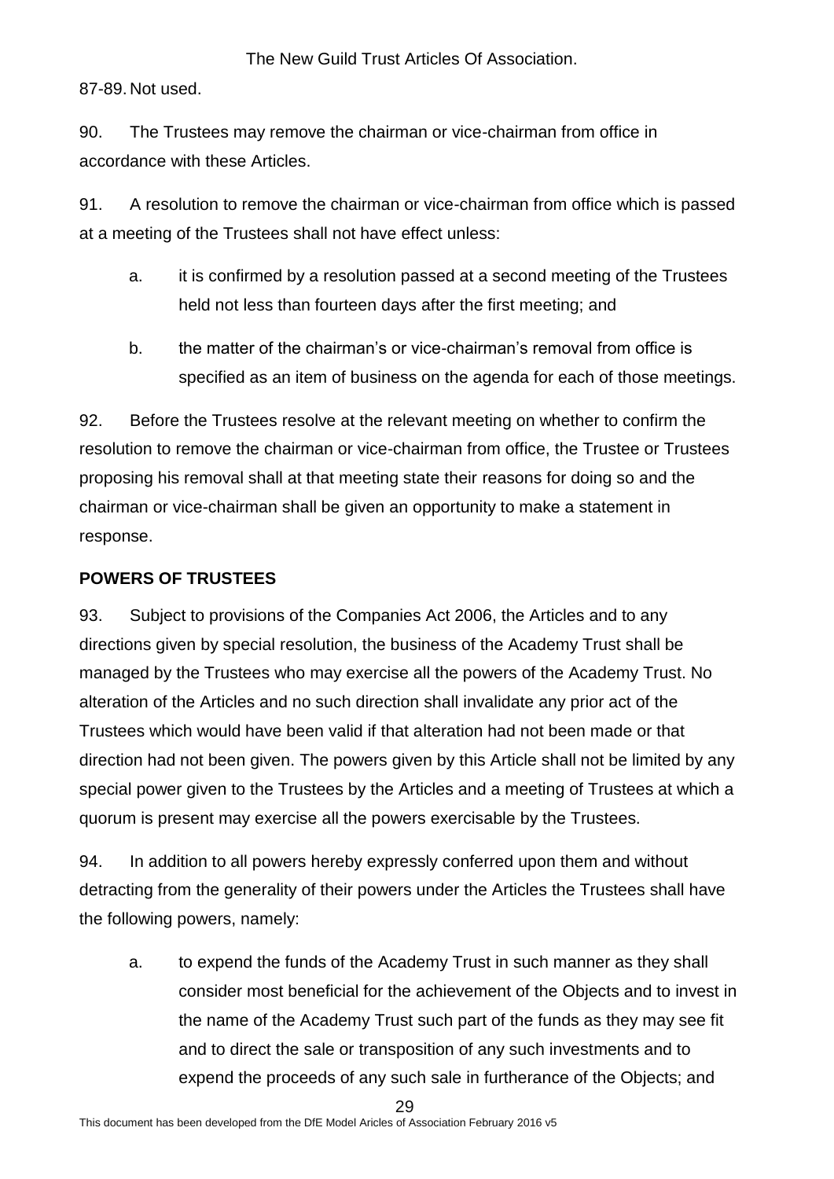87-89. Not used.

90. The Trustees may remove the chairman or vice-chairman from office in accordance with these Articles.

91. A resolution to remove the chairman or vice-chairman from office which is passed at a meeting of the Trustees shall not have effect unless:

a. it is confirmed by a resolution passed at a second meeting of the Trustees held not less than fourteen days after the first meeting; and

b. the matter of the chairman's or vice-chairman's removal from office is specified as an item of business on the agenda for each of those meetings.

92. Before the Trustees resolve at the relevant meeting on whether to confirm the resolution to remove the chairman or vice-chairman from office, the Trustee or Trustees proposing his removal shall at that meeting state their reasons for doing so and the chairman or vice-chairman shall be given an opportunity to make a statement in response.

## POWERS OF TRUSTEES

93. Subject to provisions of the Companies Act 2006, the Articles and to any directions given by special resolution, the business of the Academy Trust shall be managed by the Trustees who may exercise all the powers of the Academy Trust. No alteration of the Articles and no such direction shall invalidate any prior act of the Trustees which would have been valid if that alteration had not been made or that direction had not been given. The powers given by this Article shall not be limited by any special power given to the Trustees by the Articles and a meeting of Trustees at which a quorum is present may exercise all the powers exercisable by the Trustees.

94. In addition to all powers hereby expressly conferred upon them and without detracting from the generality of their powers under the Articles the Trustees shall have the following powers, namely:

a. to expend the funds of the Academy Trust in such manner as they shall consider most beneficial for the achievement of the Objects and to invest in the name of the Academy Trust such part of the funds as they may see fit and to direct the sale or transposition of any such investments and to expend the proceeds of any such sale in furtherance of the Objects; and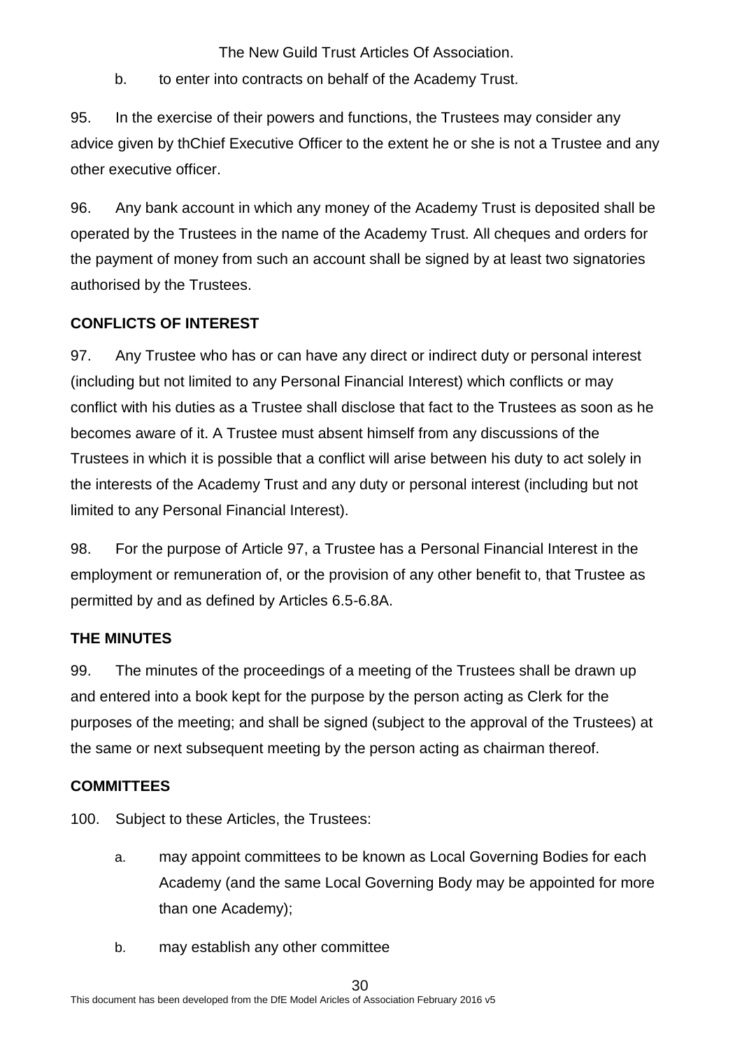b. to enter into contracts on behalf of the Academy Trust.

95. In the exercise of their powers and functions, the Trustees may consider any advice given by thChief Executive Officer to the extent he or she is not a Trustee and any other executive officer.

96. Any bank account in which any money of the Academy Trust is deposited shall be operated by the Trustees in the name of the Academy Trust. All cheques and orders for the payment of money from such an account shall be signed by at least two signatories authorised by the Trustees.

## CONFLICTS OF INTEREST

97. Any Trustee who has or can have any direct or indirect duty or personal interest (including but not limited to any Personal Financial Interest) which conflicts or may conflict with his duties as a Trustee shall disclose that fact to the Trustees as soon as he becomes aware of it. A Trustee must absent himself from any discussions of the Trustees in which it is possible that a conflict will arise between his duty to act solely in the interests of the Academy Trust and any duty or personal interest (including but not limited to any Personal Financial Interest).

98. For the purpose of Article 97, a Trustee has a Personal Financial Interest in the employment or remuneration of, or the provision of any other benefit to, that Trustee as permitted by and as defined by Articles 6.5-6.8A.

## THE MINUTES

99. The minutes of the proceedings of a meeting of the Trustees shall be drawn up and entered into a book kept for the purpose by the person acting as Clerk for the purposes of the meeting; and shall be signed (subject to the approval of the Trustees) at the same or next subsequent meeting by the person acting as chairman thereof.

## COMMITTEES

100. Subject to these Articles, the Trustees:

a. may appoint committees to be known as Local Governing Bodies for each Academy (and the same Local Governing Body may be appointed for more than one Academy);

b. may establish any other committee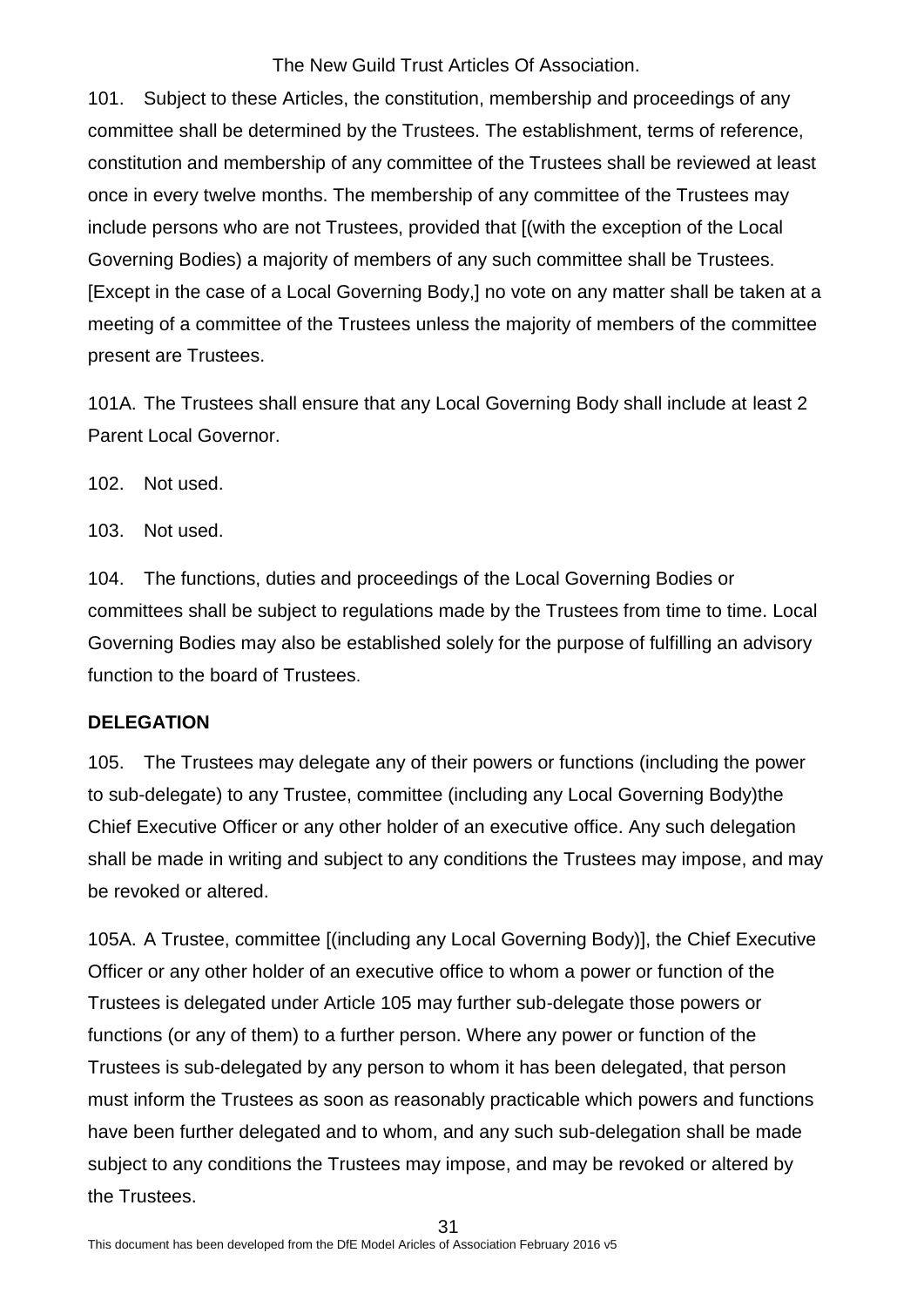101. Subject to these Articles, the constitution, membership and proceedings of any committee shall be determined by the Trustees. The establishment, terms of reference, constitution and membership of any committee of the Trustees shall be reviewed at least once in every twelve months. The membership of any committee of the Trustees may include persons who are not Trustees, provided that [(with the exception of the Local Governing Bodies) a majority of members of any such committee shall be Trustees. [Except in the case of a Local Governing Body,] no vote on any matter shall be taken at a meeting of a committee of the Trustees unless the majority of members of the committee present are Trustees.

101A. The Trustees shall ensure that any Local Governing Body shall include at least 2 Parent Local Governor.

102. Not used.

103. Not used.

104. The functions, duties and proceedings of the Local Governing Bodies or committees shall be subject to regulations made by the Trustees from time to time. Local Governing Bodies may also be established solely for the purpose of fulfilling an advisory function to the board of Trustees.

**DELEGATION**

105. The Trustees may delegate any of their powers or functions (including the power to sub-delegate) to any Trustee, committee (including any Local Governing Body)the Chief Executive Officer or any other holder of an executive office. Any such delegation shall be made in writing and subject to any conditions the Trustees may impose, and may be revoked or altered.

105A. A Trustee, committee [(including any Local Governing Body)], the Chief Executive Officer or any other holder of an executive office to whom a power or function of the Trustees is delegated under Article 105 may further sub-delegate those powers or functions (or any of them) to a further person. Where any power or function of the Trustees is sub-delegated by any person to whom it has been delegated, that person must inform the Trustees as soon as reasonably practicable which powers and functions have been further delegated and to whom, and any such sub-delegation shall be made subject to any conditions the Trustees may impose, and may be revoked or altered by the Trustees.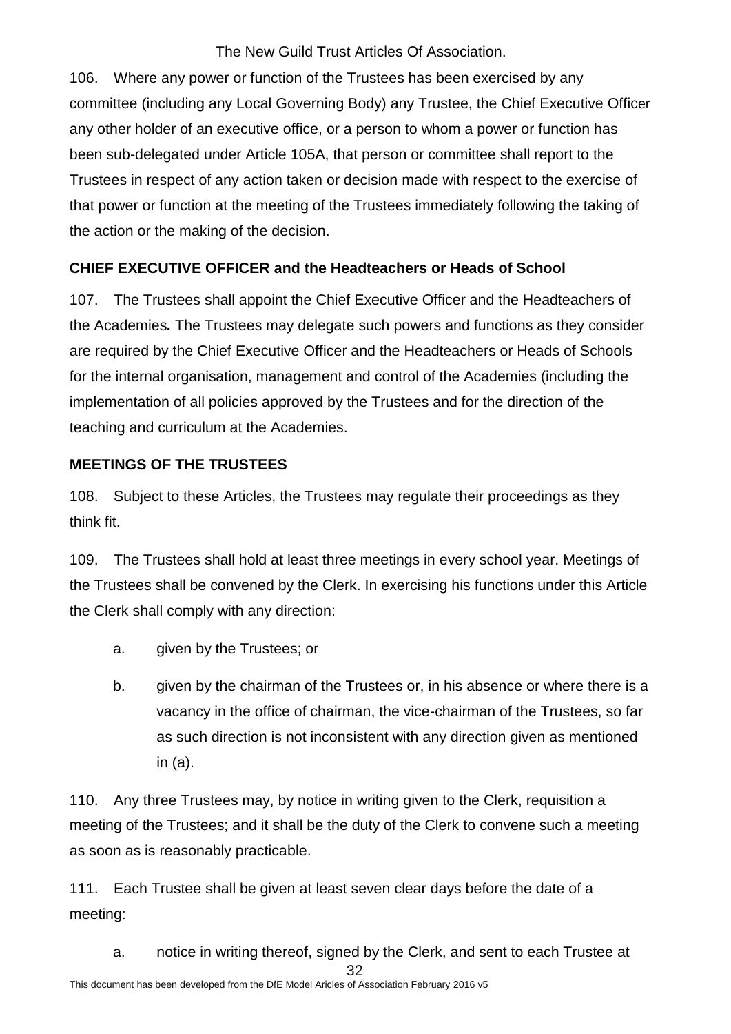106. Where any power or function of the Trustees has been exercised by any committee (including any Local Governing Body) any Trustee, the Chief Executive Officer any other holder of an executive office, or a person to whom a power or function has been sub-delegated under Article 105A, that person or committee shall report to the Trustees in respect of any action taken or decision made with respect to the exercise of that power or function at the meeting of the Trustees immediately following the taking of the action or the making of the decision.

**CHIEF EXECUTIVE OFFICER and the Headteachers or Heads of School**

107. The Trustees shall appoint the Chief Executive Officer and the Headteachers of the Academies*.* The Trustees may delegate such powers and functions as they consider are required by the Chief Executive Officer and the Headteachers or Heads of Schools for the internal organisation, management and control of the Academies (including the implementation of all policies approved by the Trustees and for the direction of the teaching and curriculum at the Academies.

**MEETINGS OF THE TRUSTEES**

108. Subject to these Articles, the Trustees may regulate their proceedings as they think fit.

109. The Trustees shall hold at least three meetings in every school year. Meetings of the Trustees shall be convened by the Clerk. In exercising his functions under this Article the Clerk shall comply with any direction:

a. given by the Trustees; or

b. given by the chairman of the Trustees or, in his absence or where there is a vacancy in the office of chairman, the vice-chairman of the Trustees, so far as such direction is not inconsistent with any direction given as mentioned in (a).

110. Any three Trustees may, by notice in writing given to the Clerk, requisition a meeting of the Trustees; and it shall be the duty of the Clerk to convene such a meeting as soon as is reasonably practicable.

111. Each Trustee shall be given at least seven clear days before the date of a meeting:

a. notice in writing thereof, signed by the Clerk, and sent to each Trustee at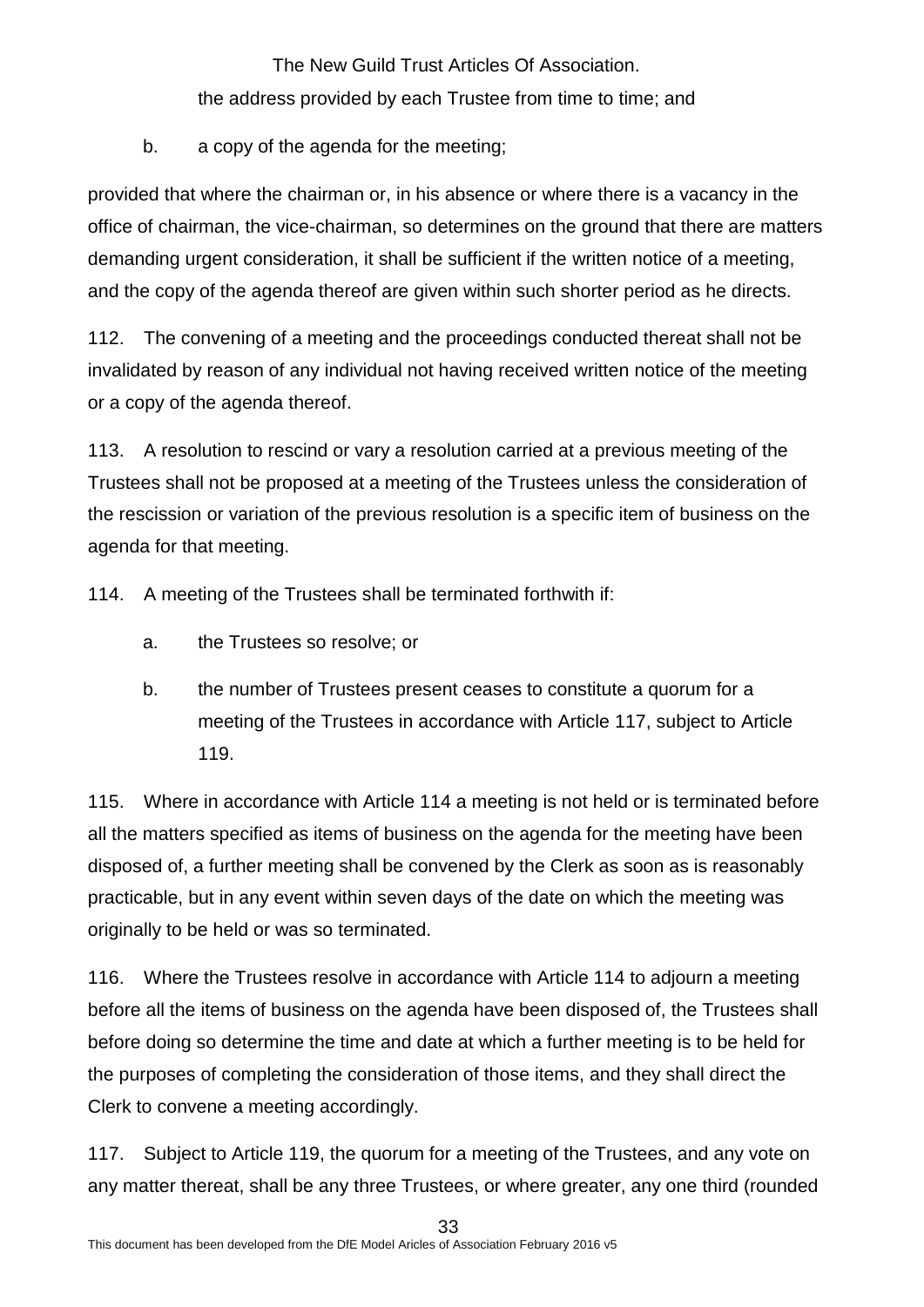the address provided by each Trustee from time to time; and

b. a copy of the agenda for the meeting;

provided that where the chairman or, in his absence or where there is a vacancy in the office of chairman, the vice-chairman, so determines on the ground that there are matters demanding urgent consideration, it shall be sufficient if the written notice of a meeting, and the copy of the agenda thereof are given within such shorter period as he directs.

112. The convening of a meeting and the proceedings conducted thereat shall not be invalidated by reason of any individual not having received written notice of the meeting or a copy of the agenda thereof.

113. A resolution to rescind or vary a resolution carried at a previous meeting of the Trustees shall not be proposed at a meeting of the Trustees unless the consideration of the rescission or variation of the previous resolution is a specific item of business on the agenda for that meeting.

114. A meeting of the Trustees shall be terminated forthwith if:

a. the Trustees so resolve; or

b. the number of Trustees present ceases to constitute a quorum for a meeting of the Trustees in accordance with Article 117, subject to Article 119.

115. Where in accordance with Article 114 a meeting is not held or is terminated before all the matters specified as items of business on the agenda for the meeting have been disposed of, a further meeting shall be convened by the Clerk as soon as is reasonably practicable, but in any event within seven days of the date on which the meeting was originally to be held or was so terminated.

116. Where the Trustees resolve in accordance with Article 114 to adjourn a meeting before all the items of business on the agenda have been disposed of, the Trustees shall before doing so determine the time and date at which a further meeting is to be held for the purposes of completing the consideration of those items, and they shall direct the Clerk to convene a meeting accordingly.

117. Subject to Article 119, the quorum for a meeting of the Trustees, and any vote on any matter thereat, shall be any three Trustees, or where greater, any one third (rounded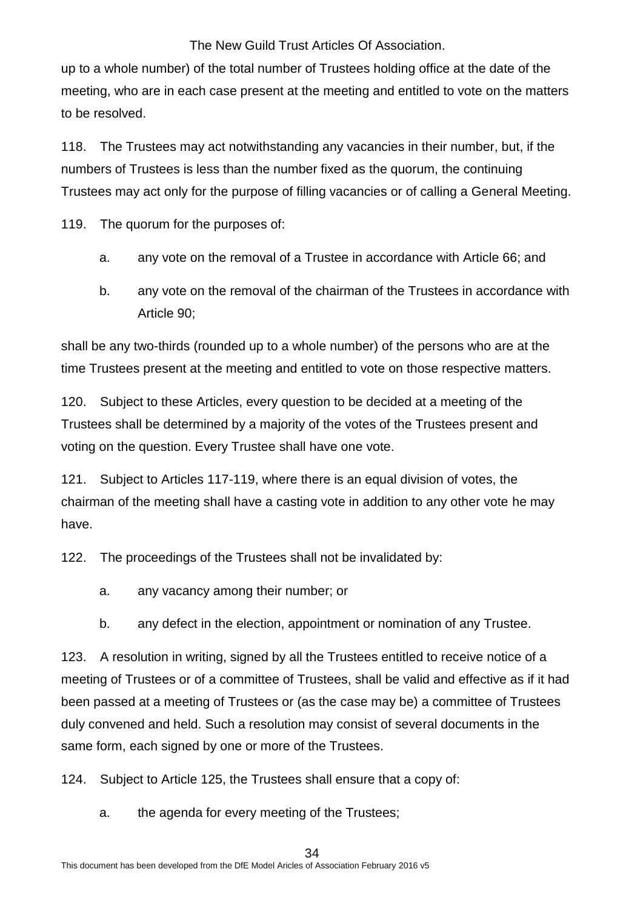up to a whole number) of the total number of Trustees holding office at the date of the meeting, who are in each case present at the meeting and entitled to vote on the matters to be resolved.

118. The Trustees may act notwithstanding any vacancies in their number, but, if the numbers of Trustees is less than the number fixed as the quorum, the continuing Trustees may act only for the purpose of filling vacancies or of calling a General Meeting.

119. The quorum for the purposes of:

a. any vote on the removal of a Trustee in accordance with Article 66; and

b. any vote on the removal of the chairman of the Trustees in accordance with Article 90;

shall be any two-thirds (rounded up to a whole number) of the persons who are at the time Trustees present at the meeting and entitled to vote on those respective matters.

120. Subject to these Articles, every question to be decided at a meeting of the Trustees shall be determined by a majority of the votes of the Trustees present and voting on the question. Every Trustee shall have one vote.

121. Subject to Articles 117-119, where there is an equal division of votes, the chairman of the meeting shall have a casting vote in addition to any other vote he may have.

122. The proceedings of the Trustees shall not be invalidated by:

a. any vacancy among their number; or

b. any defect in the election, appointment or nomination of any Trustee.

123. A resolution in writing, signed by all the Trustees entitled to receive notice of a meeting of Trustees or of a committee of Trustees, shall be valid and effective as if it had been passed at a meeting of Trustees or (as the case may be) a committee of Trustees duly convened and held. Such a resolution may consist of several documents in the same form, each signed by one or more of the Trustees.

124. Subject to Article 125, the Trustees shall ensure that a copy of:

a. the agenda for every meeting of the Trustees;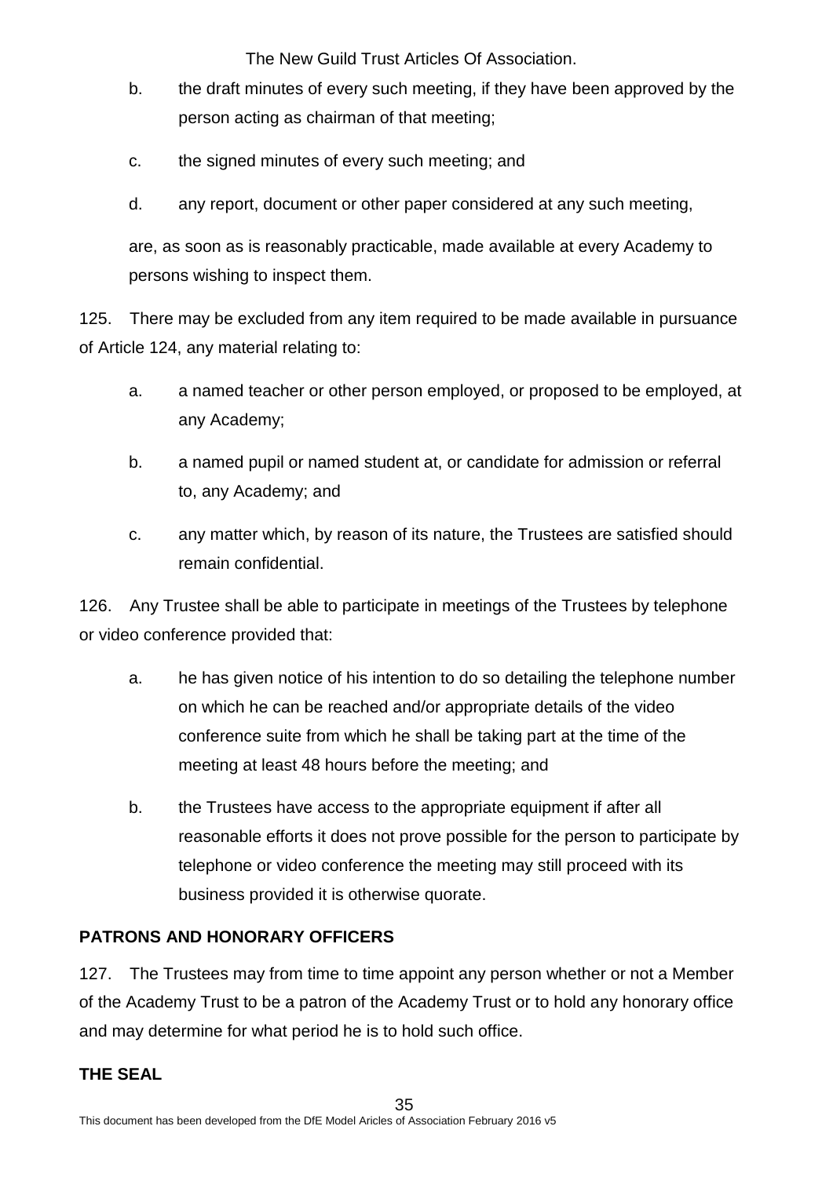b. the draft minutes of every such meeting, if they have been approved by the person acting as chairman of that meeting;

c. the signed minutes of every such meeting; and

d. any report, document or other paper considered at any such meeting,

are, as soon as is reasonably practicable, made available at every Academy to persons wishing to inspect them.

125. There may be excluded from any item required to be made available in pursuance of Article 124, any material relating to:

a. a named teacher or other person employed, or proposed to be employed, at any Academy;

b. a named pupil or named student at, or candidate for admission or referral to, any Academy; and

c. any matter which, by reason of its nature, the Trustees are satisfied should remain confidential.

126. Any Trustee shall be able to participate in meetings of the Trustees by telephone or video conference provided that:

a. he has given notice of his intention to do so detailing the telephone number on which he can be reached and/or appropriate details of the video conference suite from which he shall be taking part at the time of the meeting at least 48 hours before the meeting; and

b. the Trustees have access to the appropriate equipment if after all reasonable efforts it does not prove possible for the person to participate by telephone or video conference the meeting may still proceed with its business provided it is otherwise quorate.

**PATRONS AND HONORARY OFFICERS**

127. The Trustees may from time to time appoint any person whether or not a Member of the Academy Trust to be a patron of the Academy Trust or to hold any honorary office and may determine for what period he is to hold such office.

**THE SEAL**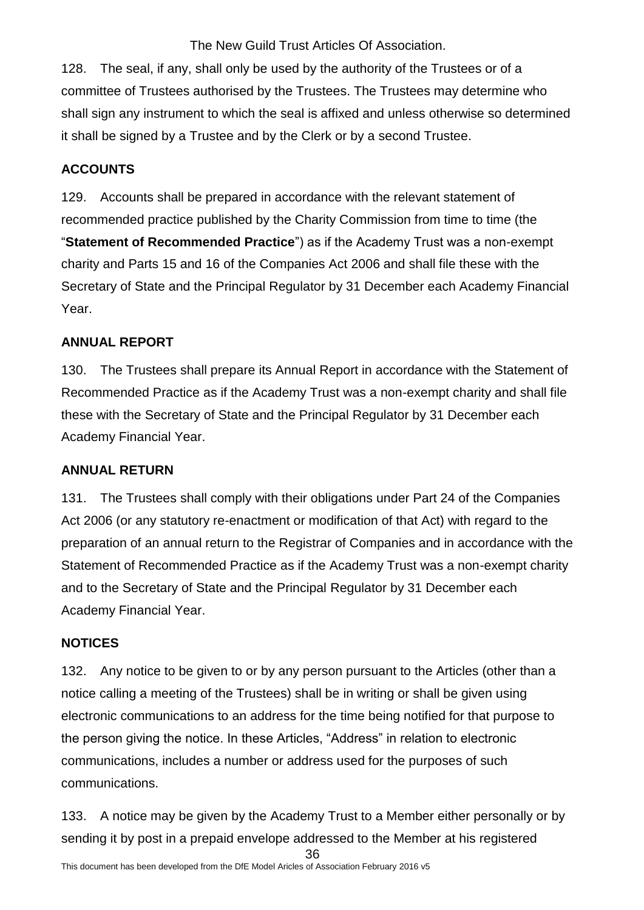128. The seal, if any, shall only be used by the authority of the Trustees or of a committee of Trustees authorised by the Trustees. The Trustees may determine who shall sign any instrument to which the seal is affixed and unless otherwise so determined it shall be signed by a Trustee and by the Clerk or by a second Trustee.

## ACCOUNTS

129. Accounts shall be prepared in accordance with the relevant statement of recommended practice published by the Charity Commission from time to time (the "**Statement of Recommended Practice**") as if the Academy Trust was a non-exempt charity and Parts 15 and 16 of the Companies Act 2006 and shall file these with the Secretary of State and the Principal Regulator by 31 December each Academy Financial Year.

## ANNUAL REPORT

130. The Trustees shall prepare its Annual Report in accordance with the Statement of Recommended Practice as if the Academy Trust was a non-exempt charity and shall file these with the Secretary of State and the Principal Regulator by 31 December each Academy Financial Year.

## ANNUAL RETURN

131. The Trustees shall comply with their obligations under Part 24 of the Companies Act 2006 (or any statutory re-enactment or modification of that Act) with regard to the preparation of an annual return to the Registrar of Companies and in accordance with the Statement of Recommended Practice as if the Academy Trust was a non-exempt charity and to the Secretary of State and the Principal Regulator by 31 December each Academy Financial Year.

## NOTICES

132. Any notice to be given to or by any person pursuant to the Articles (other than a notice calling a meeting of the Trustees) shall be in writing or shall be given using electronic communications to an address for the time being notified for that purpose to the person giving the notice. In these Articles, "Address" in relation to electronic communications, includes a number or address used for the purposes of such communications.

133. A notice may be given by the Academy Trust to a Member either personally or by sending it by post in a prepaid envelope addressed to the Member at his registered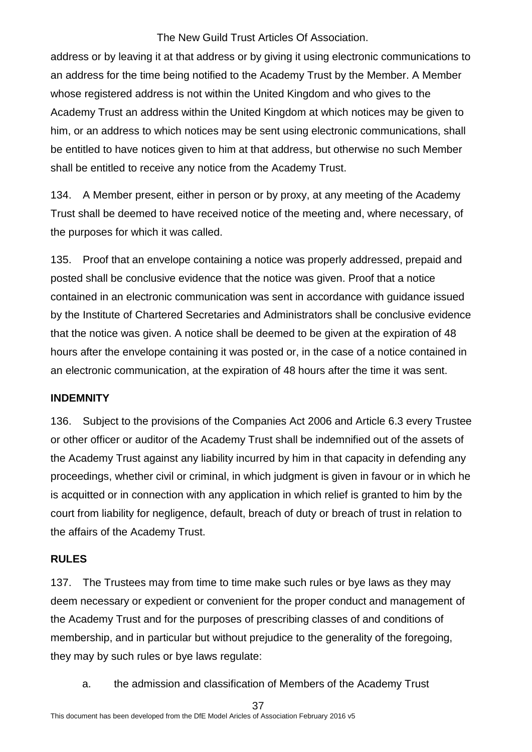address or by leaving it at that address or by giving it using electronic communications to an address for the time being notified to the Academy Trust by the Member. A Member whose registered address is not within the United Kingdom and who gives to the Academy Trust an address within the United Kingdom at which notices may be given to him, or an address to which notices may be sent using electronic communications, shall be entitled to have notices given to him at that address, but otherwise no such Member shall be entitled to receive any notice from the Academy Trust.

134. A Member present, either in person or by proxy, at any meeting of the Academy Trust shall be deemed to have received notice of the meeting and, where necessary, of the purposes for which it was called.

135. Proof that an envelope containing a notice was properly addressed, prepaid and posted shall be conclusive evidence that the notice was given. Proof that a notice contained in an electronic communication was sent in accordance with guidance issued by the Institute of Chartered Secretaries and Administrators shall be conclusive evidence that the notice was given. A notice shall be deemed to be given at the expiration of 48 hours after the envelope containing it was posted or, in the case of a notice contained in an electronic communication, at the expiration of 48 hours after the time it was sent.

**INDEMNITY**

136. Subject to the provisions of the Companies Act 2006 and Article 6.3 every Trustee or other officer or auditor of the Academy Trust shall be indemnified out of the assets of the Academy Trust against any liability incurred by him in that capacity in defending any proceedings, whether civil or criminal, in which judgment is given in favour or in which he is acquitted or in connection with any application in which relief is granted to him by the court from liability for negligence, default, breach of duty or breach of trust in relation to the affairs of the Academy Trust.

**RULES**

137. The Trustees may from time to time make such rules or bye laws as they may deem necessary or expedient or convenient for the proper conduct and management of the Academy Trust and for the purposes of prescribing classes of and conditions of membership, and in particular but without prejudice to the generality of the foregoing, they may by such rules or bye laws regulate:

a. the admission and classification of Members of the Academy Trust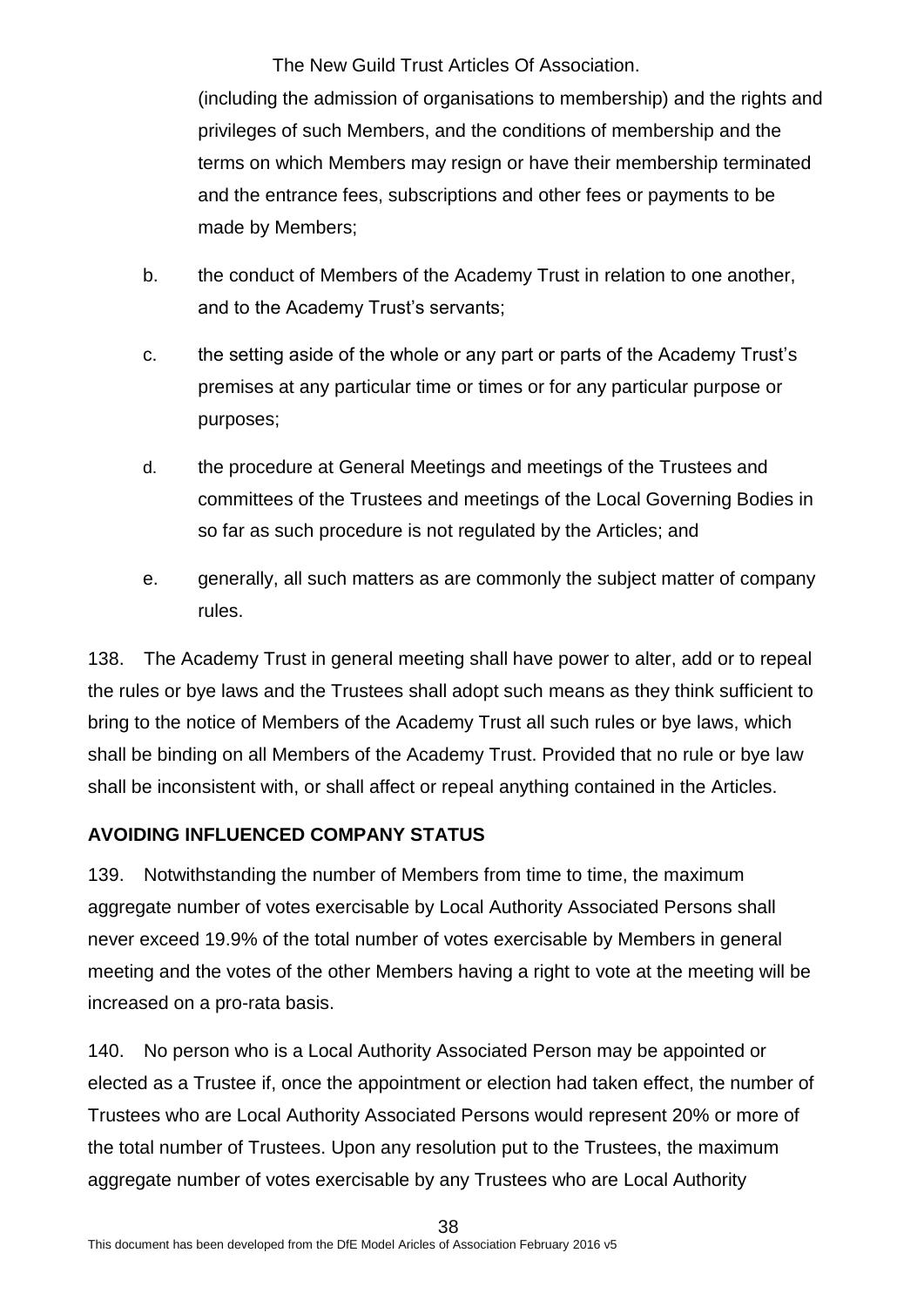(including the admission of organisations to membership) and the rights and privileges of such Members, and the conditions of membership and the terms on which Members may resign or have their membership terminated and the entrance fees, subscriptions and other fees or payments to be made by Members;

b. the conduct of Members of the Academy Trust in relation to one another, and to the Academy Trust's servants;

c. the setting aside of the whole or any part or parts of the Academy Trust's premises at any particular time or times or for any particular purpose or purposes;

d. the procedure at General Meetings and meetings of the Trustees and committees of the Trustees and meetings of the Local Governing Bodies in so far as such procedure is not regulated by the Articles; and

e. generally, all such matters as are commonly the subject matter of company rules.

138. The Academy Trust in general meeting shall have power to alter, add or to repeal the rules or bye laws and the Trustees shall adopt such means as they think sufficient to bring to the notice of Members of the Academy Trust all such rules or bye laws, which shall be binding on all Members of the Academy Trust. Provided that no rule or bye law shall be inconsistent with, or shall affect or repeal anything contained in the Articles.

**AVOIDING INFLUENCED COMPANY STATUS**

139. Notwithstanding the number of Members from time to time, the maximum aggregate number of votes exercisable by Local Authority Associated Persons shall never exceed 19.9% of the total number of votes exercisable by Members in general meeting and the votes of the other Members having a right to vote at the meeting will be increased on a pro-rata basis.

140. No person who is a Local Authority Associated Person may be appointed or elected as a Trustee if, once the appointment or election had taken effect, the number of Trustees who are Local Authority Associated Persons would represent 20% or more of the total number of Trustees. Upon any resolution put to the Trustees, the maximum aggregate number of votes exercisable by any Trustees who are Local Authority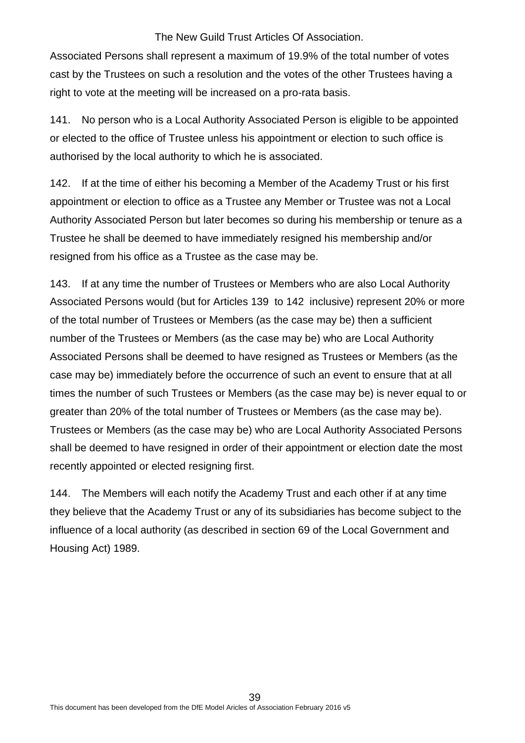Associated Persons shall represent a maximum of 19.9% of the total number of votes cast by the Trustees on such a resolution and the votes of the other Trustees having a right to vote at the meeting will be increased on a pro-rata basis.

141. No person who is a Local Authority Associated Person is eligible to be appointed or elected to the office of Trustee unless his appointment or election to such office is authorised by the local authority to which he is associated.

142. If at the time of either his becoming a Member of the Academy Trust or his first appointment or election to office as a Trustee any Member or Trustee was not a Local Authority Associated Person but later becomes so during his membership or tenure as a Trustee he shall be deemed to have immediately resigned his membership and/or resigned from his office as a Trustee as the case may be.

143. If at any time the number of Trustees or Members who are also Local Authority Associated Persons would (but for Articles 139 to 142 inclusive) represent 20% or more of the total number of Trustees or Members (as the case may be) then a sufficient number of the Trustees or Members (as the case may be) who are Local Authority Associated Persons shall be deemed to have resigned as Trustees or Members (as the case may be) immediately before the occurrence of such an event to ensure that at all times the number of such Trustees or Members (as the case may be) is never equal to or greater than 20% of the total number of Trustees or Members (as the case may be). Trustees or Members (as the case may be) who are Local Authority Associated Persons shall be deemed to have resigned in order of their appointment or election date the most recently appointed or elected resigning first.

144. The Members will each notify the Academy Trust and each other if at any time they believe that the Academy Trust or any of its subsidiaries has become subject to the influence of a local authority (as described in section 69 of the Local Government and Housing Act) 1989.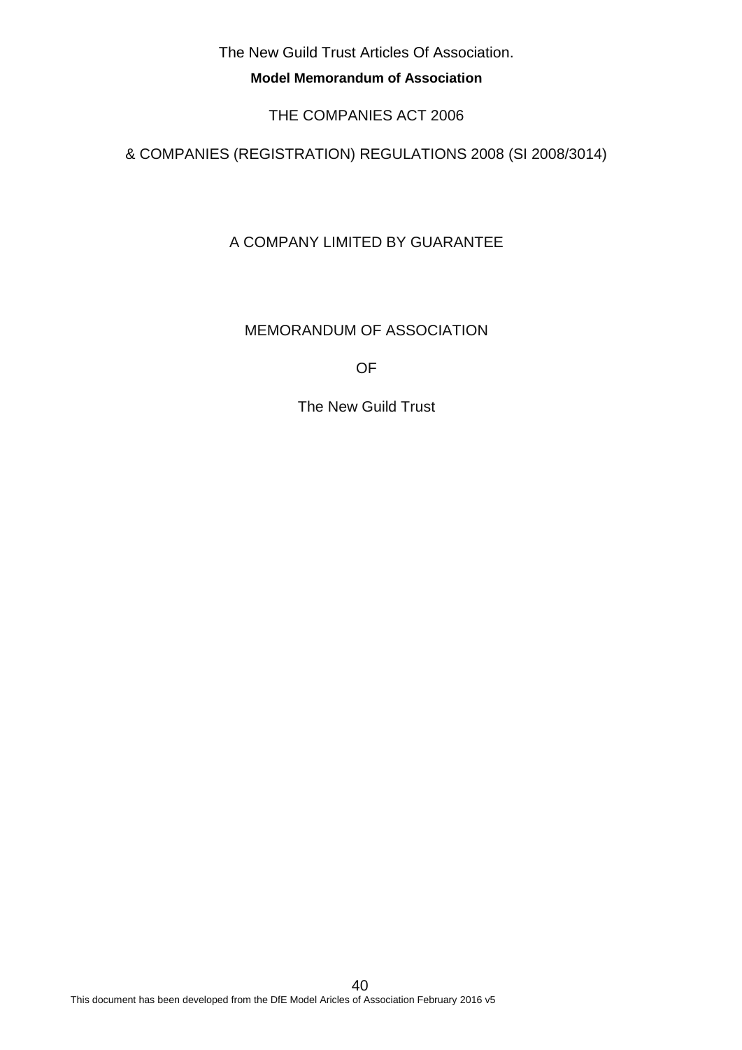The New Guild Trust Articles Of Association.

**Model Memorandum of Association**

THE COMPANIES ACT 2006

& COMPANIES (REGISTRATION) REGULATIONS 2008 (SI 2008/3014)

A COMPANY LIMITED BY GUARANTEE

MEMORANDUM OF ASSOCIATION

OF

The New Guild Trust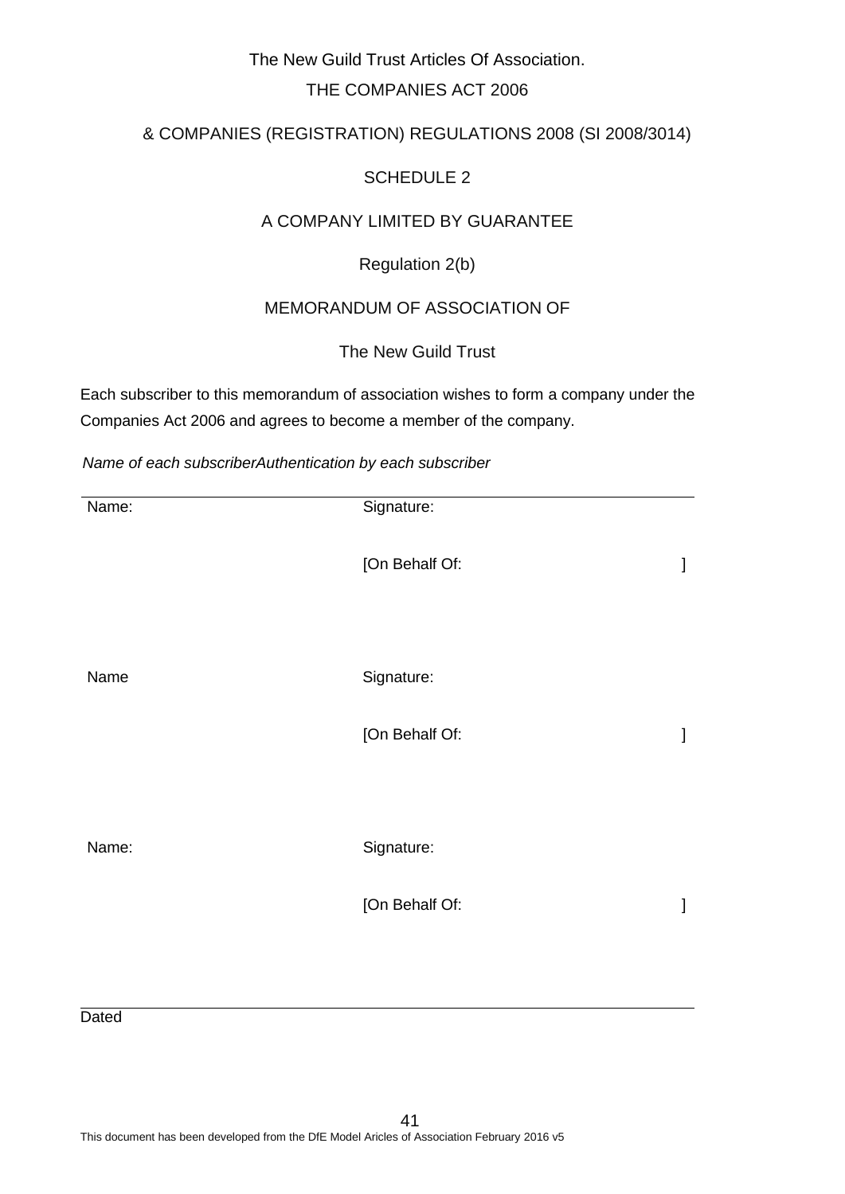The New Guild Trust Articles Of Association.

THE COMPANIES ACT 2006

& COMPANIES (REGISTRATION) REGULATIONS 2008 (SI 2008/3014)

SCHEDULE 2

A COMPANY LIMITED BY GUARANTEE

Regulation 2(b)

MEMORANDUM OF ASSOCIATION OF

The New Guild Trust

Each subscriber to this memorandum of association wishes to form a company under the Companies Act 2006 and agrees to become a member of the company.

*Name of each subscriberAuthentication by each subscriber*

| | |
|---|---|
| Name: | Signature: |
| | [On Behalf Of: ] |
| Name | Signature: |
| | [On Behalf Of: ] |
| Name: | Signature: |
| | [On Behalf Of: ] |

Dated

This document has been developed from the DfE Model Aricles of Association February 2016 v5